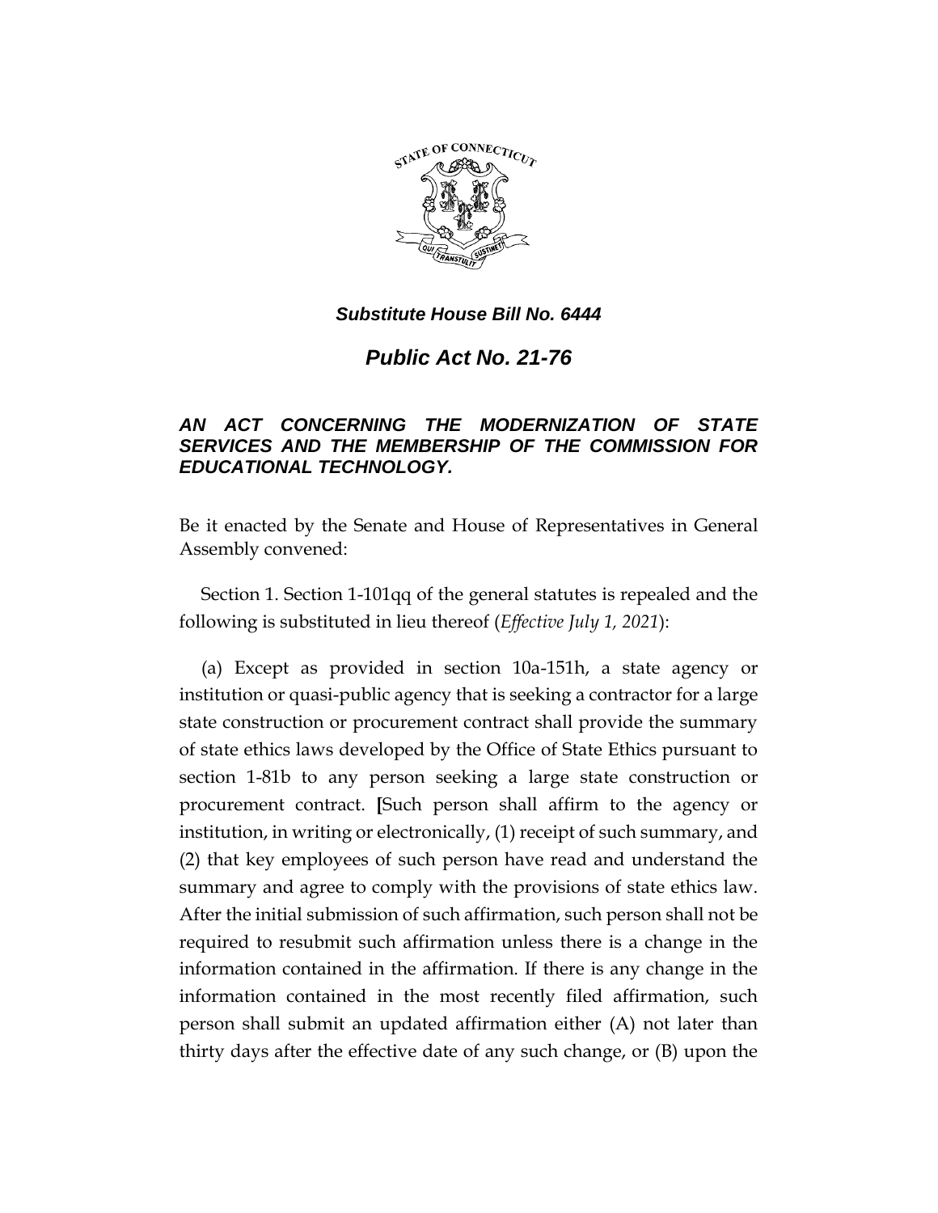***Substitute House Bill No. 6444***

# *Public Act No. 21-76*

## *AN ACT CONCERNING THE MODERNIZATION OF STATE SERVICES AND THE MEMBERSHIP OF THE COMMISSION FOR EDUCATIONAL TECHNOLOGY.*

Be it enacted by the Senate and House of Representatives in General Assembly convened:

Section 1. Section 1-101qq of the general statutes is repealed and the following is substituted in lieu thereof (*Effective July 1, 2021*):

(a) Except as provided in section 10a-151h, a state agency or institution or quasi-public agency that is seeking a contractor for a large state construction or procurement contract shall provide the summary of state ethics laws developed by the Office of State Ethics pursuant to section 1-81b to any person seeking a large state construction or procurement contract. **[**Such person shall affirm to the agency or institution, in writing or electronically, (1) receipt of such summary, and (2) that key employees of such person have read and understand the summary and agree to comply with the provisions of state ethics law. After the initial submission of such affirmation, such person shall not be required to resubmit such affirmation unless there is a change in the information contained in the affirmation. If there is any change in the information contained in the most recently filed affirmation, such person shall submit an updated affirmation either (A) not later than thirty days after the effective date of any such change, or (B) upon the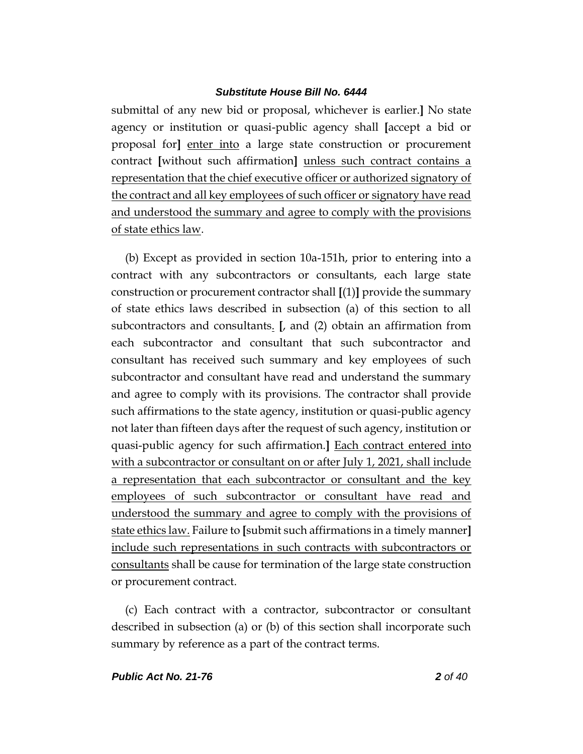submittal of any new bid or proposal, whichever is earlier.] No state agency or institution or quasi-public agency shall [accept a bid or proposal for] <u>enter into</u> a large state construction or procurement contract [without such affirmation] <u>unless such contract contains a representation that the chief executive officer or authorized signatory of the contract and all key employees of such officer or signatory have read and understood the summary and agree to comply with the provisions of state ethics law</u>.

(b) Except as provided in section 10a-151h, prior to entering into a contract with any subcontractors or consultants, each large state construction or procurement contractor shall [(1)] provide the summary of state ethics laws described in subsection (a) of this section to all subcontractors and consultants<u>.</u> [, and (2) obtain an affirmation from each subcontractor and consultant that such subcontractor and consultant has received such summary and key employees of such subcontractor and consultant have read and understand the summary and agree to comply with its provisions. The contractor shall provide such affirmations to the state agency, institution or quasi-public agency not later than fifteen days after the request of such agency, institution or quasi-public agency for such affirmation.] <u>Each contract entered into with a subcontractor or consultant on or after July 1, 2021, shall include a representation that each subcontractor or consultant and the key employees of such subcontractor or consultant have read and understood the summary and agree to comply with the provisions of state ethics law.</u> Failure to [submit such affirmations in a timely manner] <u>include such representations in such contracts with subcontractors or consultants</u> shall be cause for termination of the large state construction or procurement contract.

(c) Each contract with a contractor, subcontractor or consultant described in subsection (a) or (b) of this section shall incorporate such summary by reference as a part of the contract terms.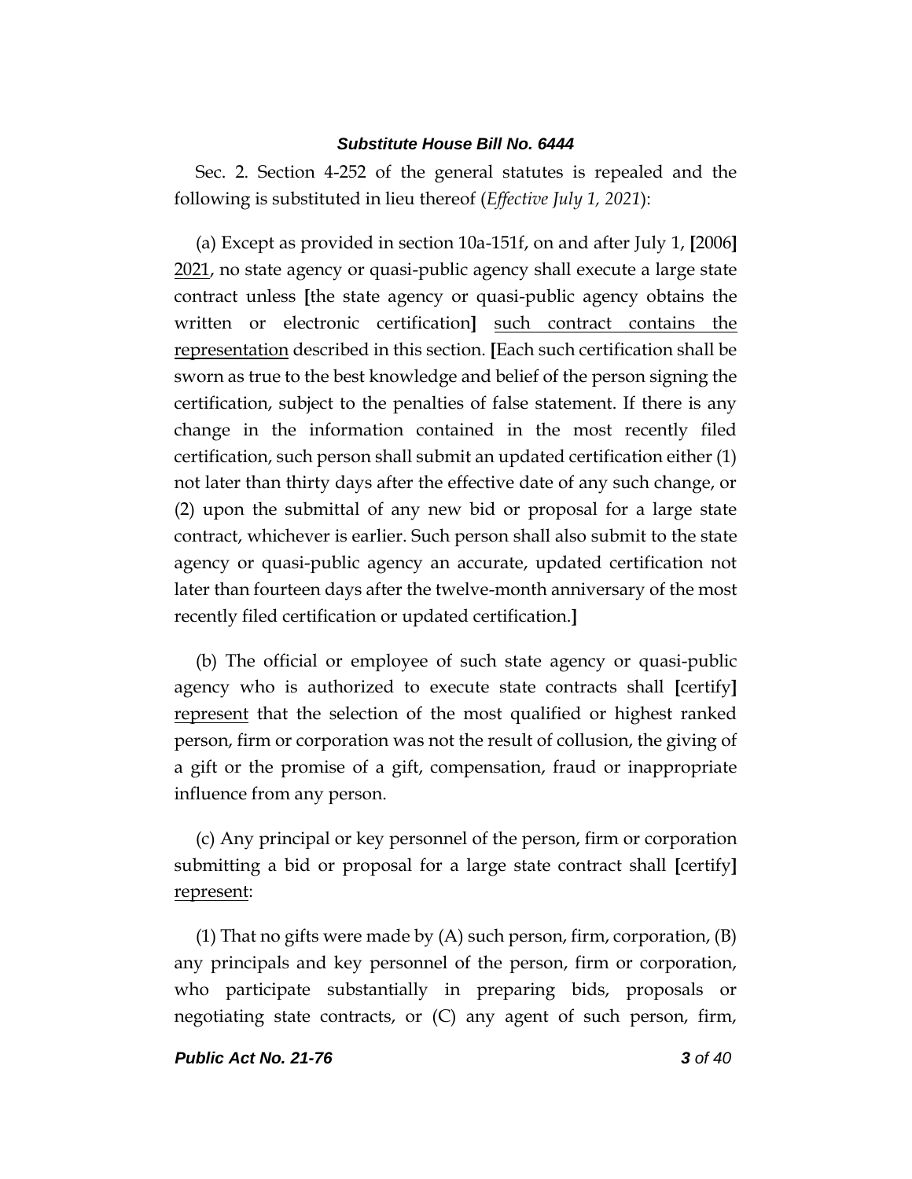Sec. 2. Section 4-252 of the general statutes is repealed and the following is substituted in lieu thereof (*Effective July 1, 2021*):

(a) Except as provided in section 10a-151f, on and after July 1, **[**2006**]** <u>2021</u>, no state agency or quasi-public agency shall execute a large state contract unless **[**the state agency or quasi-public agency obtains the written or electronic certification**]** <u>such contract contains the representation</u> described in this section. **[**Each such certification shall be sworn as true to the best knowledge and belief of the person signing the certification, subject to the penalties of false statement. If there is any change in the information contained in the most recently filed certification, such person shall submit an updated certification either (1) not later than thirty days after the effective date of any such change, or (2) upon the submittal of any new bid or proposal for a large state contract, whichever is earlier. Such person shall also submit to the state agency or quasi-public agency an accurate, updated certification not later than fourteen days after the twelve-month anniversary of the most recently filed certification or updated certification.**]**

(b) The official or employee of such state agency or quasi-public agency who is authorized to execute state contracts shall **[**certify**]** <u>represent</u> that the selection of the most qualified or highest ranked person, firm or corporation was not the result of collusion, the giving of a gift or the promise of a gift, compensation, fraud or inappropriate influence from any person.

(c) Any principal or key personnel of the person, firm or corporation submitting a bid or proposal for a large state contract shall **[**certify**]** <u>represent</u>:

(1) That no gifts were made by (A) such person, firm, corporation, (B) any principals and key personnel of the person, firm or corporation, who participate substantially in preparing bids, proposals or negotiating state contracts, or (C) any agent of such person, firm,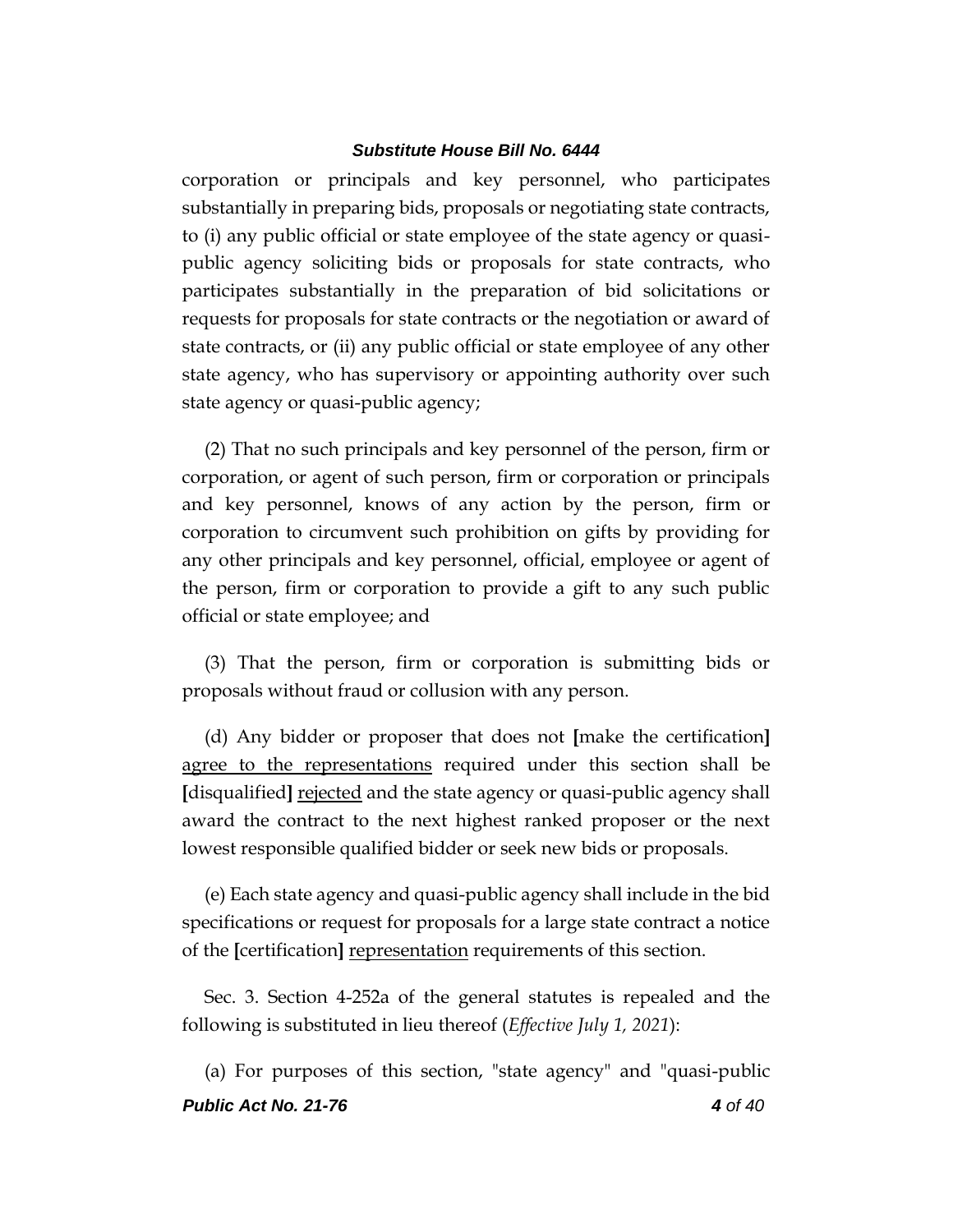corporation or principals and key personnel, who participates substantially in preparing bids, proposals or negotiating state contracts, to (i) any public official or state employee of the state agency or quasi-public agency soliciting bids or proposals for state contracts, who participates substantially in the preparation of bid solicitations or requests for proposals for state contracts or the negotiation or award of state contracts, or (ii) any public official or state employee of any other state agency, who has supervisory or appointing authority over such state agency or quasi-public agency;

(2) That no such principals and key personnel of the person, firm or corporation, or agent of such person, firm or corporation or principals and key personnel, knows of any action by the person, firm or corporation to circumvent such prohibition on gifts by providing for any other principals and key personnel, official, employee or agent of the person, firm or corporation to provide a gift to any such public official or state employee; and

(3) That the person, firm or corporation is submitting bids or proposals without fraud or collusion with any person.

(d) Any bidder or proposer that does not **[**make the certification**]** <u>agree to the representations</u> required under this section shall be **[**disqualified**]** <u>rejected</u> and the state agency or quasi-public agency shall award the contract to the next highest ranked proposer or the next lowest responsible qualified bidder or seek new bids or proposals.

(e) Each state agency and quasi-public agency shall include in the bid specifications or request for proposals for a large state contract a notice of the **[**certification**]** <u>representation</u> requirements of this section.

Sec. 3. Section 4-252a of the general statutes is repealed and the following is substituted in lieu thereof (*Effective July 1, 2021*):

(a) For purposes of this section, "state agency" and "quasi-public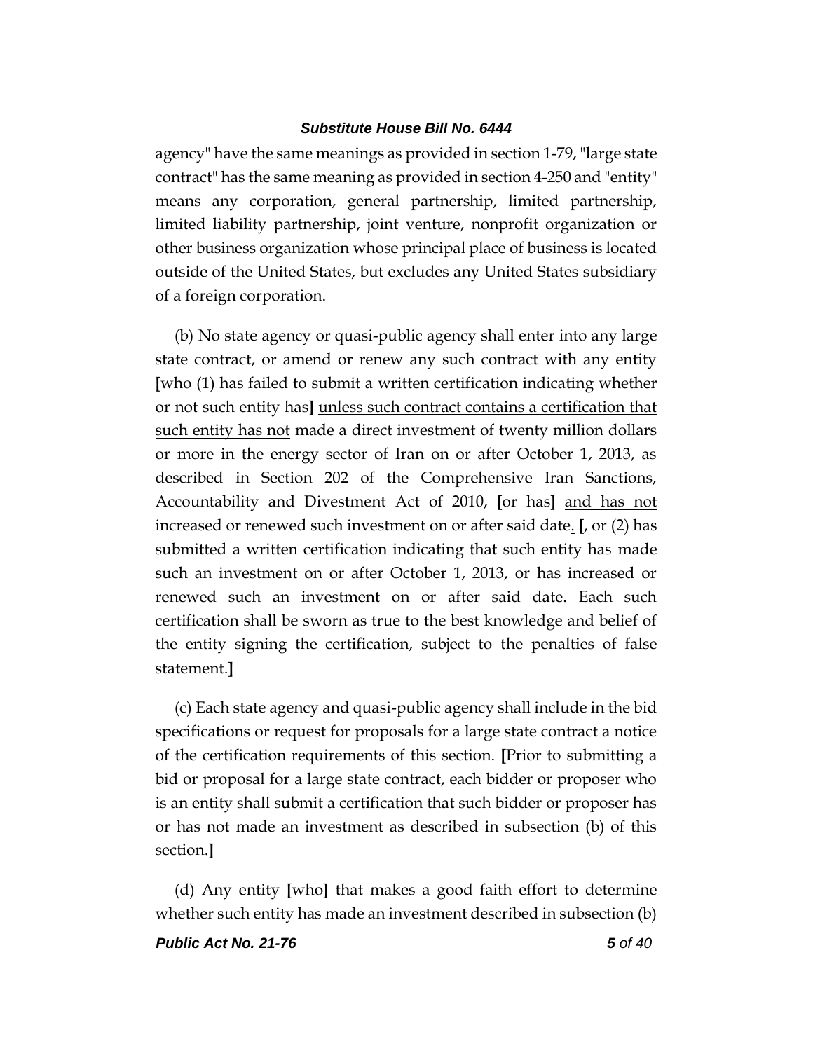agency" have the same meanings as provided in section 1-79, "large state contract" has the same meaning as provided in section 4-250 and "entity" means any corporation, general partnership, limited partnership, limited liability partnership, joint venture, nonprofit organization or other business organization whose principal place of business is located outside of the United States, but excludes any United States subsidiary of a foreign corporation.

(b) No state agency or quasi-public agency shall enter into any large state contract, or amend or renew any such contract with any entity **[**who (1) has failed to submit a written certification indicating whether or not such entity has**]** <u>unless such contract contains a certification that such entity has not</u> made a direct investment of twenty million dollars or more in the energy sector of Iran on or after October 1, 2013, as described in Section 202 of the Comprehensive Iran Sanctions, Accountability and Divestment Act of 2010, **[**or has**]** <u>and has not</u> increased or renewed such investment on or after said date<u>.</u> **[**, or (2) has submitted a written certification indicating that such entity has made such an investment on or after October 1, 2013, or has increased or renewed such an investment on or after said date. Each such certification shall be sworn as true to the best knowledge and belief of the entity signing the certification, subject to the penalties of false statement.**]**

(c) Each state agency and quasi-public agency shall include in the bid specifications or request for proposals for a large state contract a notice of the certification requirements of this section. **[**Prior to submitting a bid or proposal for a large state contract, each bidder or proposer who is an entity shall submit a certification that such bidder or proposer has or has not made an investment as described in subsection (b) of this section.**]**

(d) Any entity **[**who**]** <u>that</u> makes a good faith effort to determine whether such entity has made an investment described in subsection (b)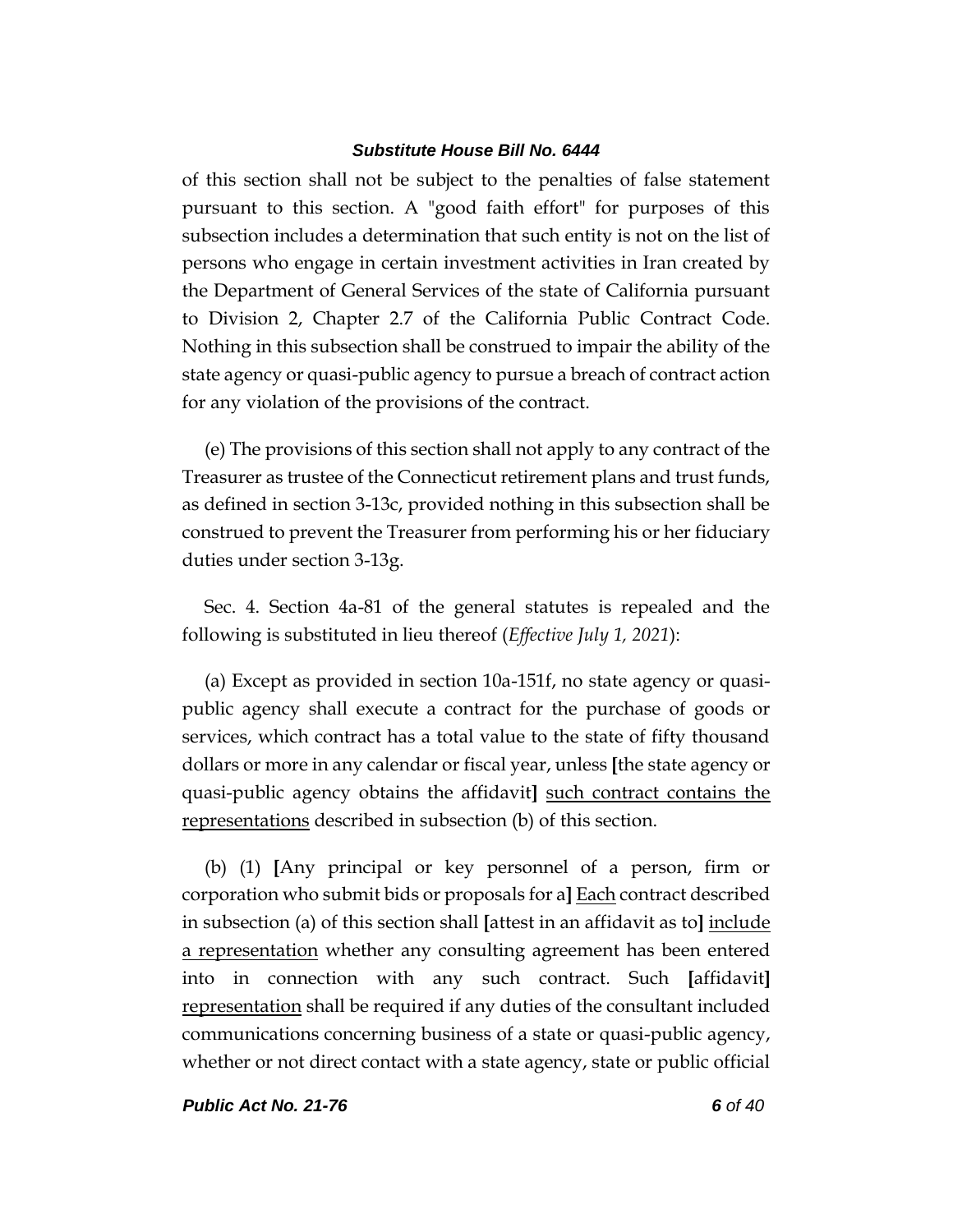of this section shall not be subject to the penalties of false statement pursuant to this section. A "good faith effort" for purposes of this subsection includes a determination that such entity is not on the list of persons who engage in certain investment activities in Iran created by the Department of General Services of the state of California pursuant to Division 2, Chapter 2.7 of the California Public Contract Code. Nothing in this subsection shall be construed to impair the ability of the state agency or quasi-public agency to pursue a breach of contract action for any violation of the provisions of the contract.

(e) The provisions of this section shall not apply to any contract of the Treasurer as trustee of the Connecticut retirement plans and trust funds, as defined in section 3-13c, provided nothing in this subsection shall be construed to prevent the Treasurer from performing his or her fiduciary duties under section 3-13g.

Sec. 4. Section 4a-81 of the general statutes is repealed and the following is substituted in lieu thereof (*Effective July 1, 2021*):

(a) Except as provided in section 10a-151f, no state agency or quasi-public agency shall execute a contract for the purchase of goods or services, which contract has a total value to the state of fifty thousand dollars or more in any calendar or fiscal year, unless [the state agency or quasi-public agency obtains the affidavit] <u>such contract contains the representations</u> described in subsection (b) of this section.

(b) (1) [Any principal or key personnel of a person, firm or corporation who submit bids or proposals for a] <u>Each</u> contract described in subsection (a) of this section shall [attest in an affidavit as to] <u>include a representation</u> whether any consulting agreement has been entered into in connection with any such contract. Such [affidavit] <u>representation</u> shall be required if any duties of the consultant included communications concerning business of a state or quasi-public agency, whether or not direct contact with a state agency, state or public official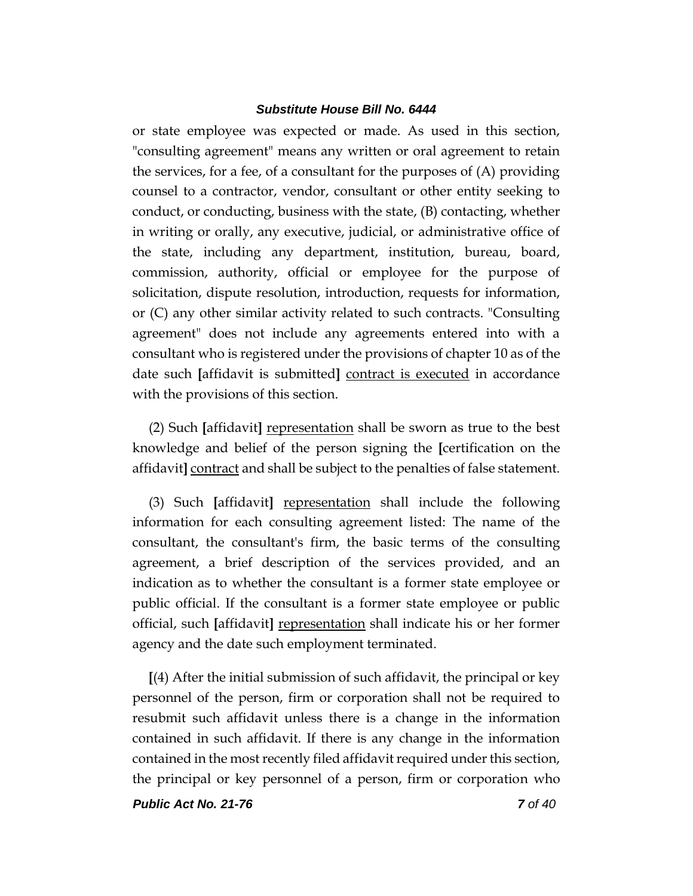or state employee was expected or made. As used in this section, "consulting agreement" means any written or oral agreement to retain the services, for a fee, of a consultant for the purposes of (A) providing counsel to a contractor, vendor, consultant or other entity seeking to conduct, or conducting, business with the state, (B) contacting, whether in writing or orally, any executive, judicial, or administrative office of the state, including any department, institution, bureau, board, commission, authority, official or employee for the purpose of solicitation, dispute resolution, introduction, requests for information, or (C) any other similar activity related to such contracts. "Consulting agreement" does not include any agreements entered into with a consultant who is registered under the provisions of chapter 10 as of the date such **[**affidavit is submitted**]** <u>contract is executed</u> in accordance with the provisions of this section.

(2) Such **[**affidavit**]** <u>representation</u> shall be sworn as true to the best knowledge and belief of the person signing the **[**certification on the affidavit**]** <u>contract</u> and shall be subject to the penalties of false statement.

(3) Such **[**affidavit**]** <u>representation</u> shall include the following information for each consulting agreement listed: The name of the consultant, the consultant's firm, the basic terms of the consulting agreement, a brief description of the services provided, and an indication as to whether the consultant is a former state employee or public official. If the consultant is a former state employee or public official, such **[**affidavit**]** <u>representation</u> shall indicate his or her former agency and the date such employment terminated.

**[**(4) After the initial submission of such affidavit, the principal or key personnel of the person, firm or corporation shall not be required to resubmit such affidavit unless there is a change in the information contained in such affidavit. If there is any change in the information contained in the most recently filed affidavit required under this section, the principal or key personnel of a person, firm or corporation who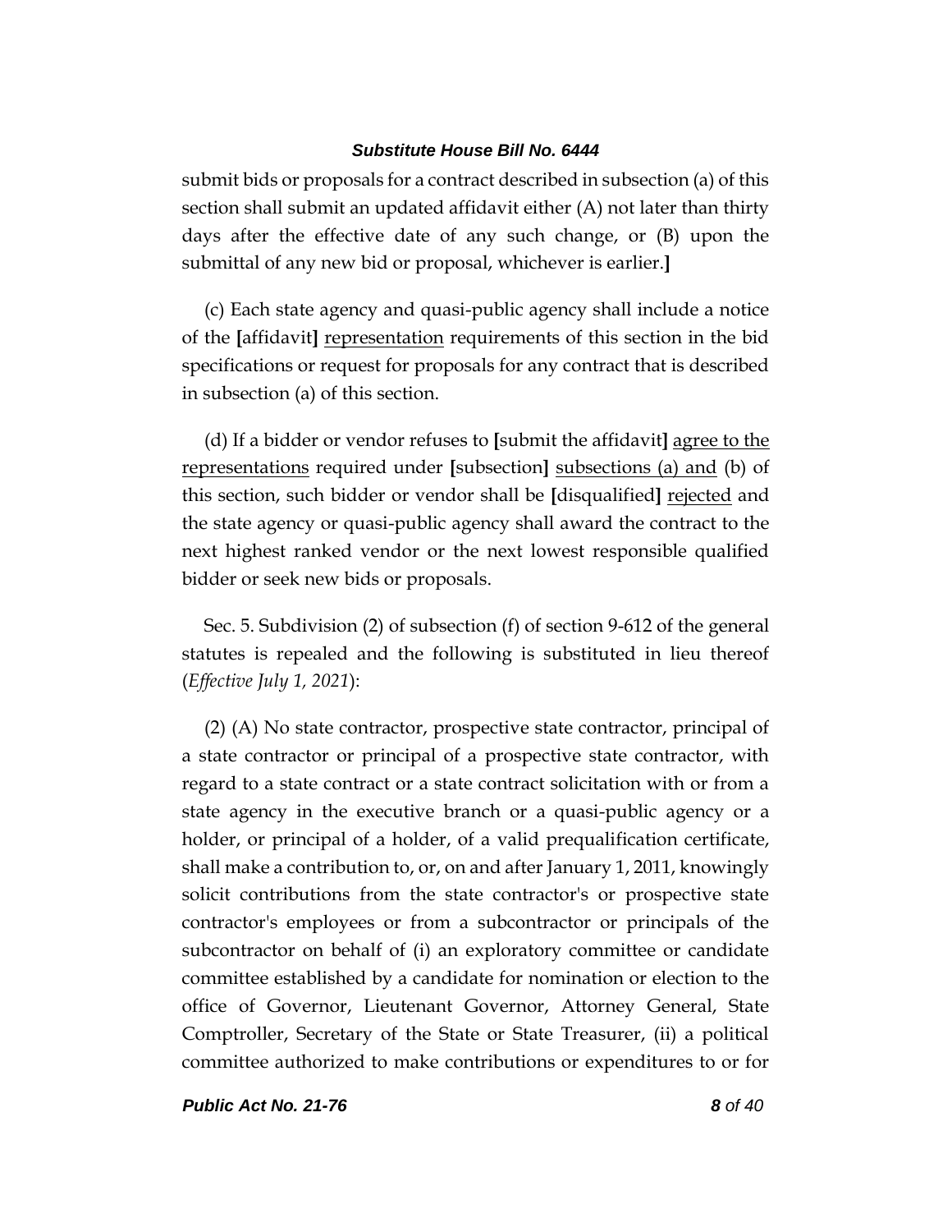submit bids or proposals for a contract described in subsection (a) of this section shall submit an updated affidavit either (A) not later than thirty days after the effective date of any such change, or (B) upon the submittal of any new bid or proposal, whichever is earlier.]

(c) Each state agency and quasi-public agency shall include a notice of the [affidavit] <u>representation</u> requirements of this section in the bid specifications or request for proposals for any contract that is described in subsection (a) of this section.

(d) If a bidder or vendor refuses to [submit the affidavit] <u>agree to the representations</u> required under [subsection] <u>subsections (a) and</u> (b) of this section, such bidder or vendor shall be [disqualified] <u>rejected</u> and the state agency or quasi-public agency shall award the contract to the next highest ranked vendor or the next lowest responsible qualified bidder or seek new bids or proposals.

Sec. 5. Subdivision (2) of subsection (f) of section 9-612 of the general statutes is repealed and the following is substituted in lieu thereof (*Effective July 1, 2021*):

(2) (A) No state contractor, prospective state contractor, principal of a state contractor or principal of a prospective state contractor, with regard to a state contract or a state contract solicitation with or from a state agency in the executive branch or a quasi-public agency or a holder, or principal of a holder, of a valid prequalification certificate, shall make a contribution to, or, on and after January 1, 2011, knowingly solicit contributions from the state contractor's or prospective state contractor's employees or from a subcontractor or principals of the subcontractor on behalf of (i) an exploratory committee or candidate committee established by a candidate for nomination or election to the office of Governor, Lieutenant Governor, Attorney General, State Comptroller, Secretary of the State or State Treasurer, (ii) a political committee authorized to make contributions or expenditures to or for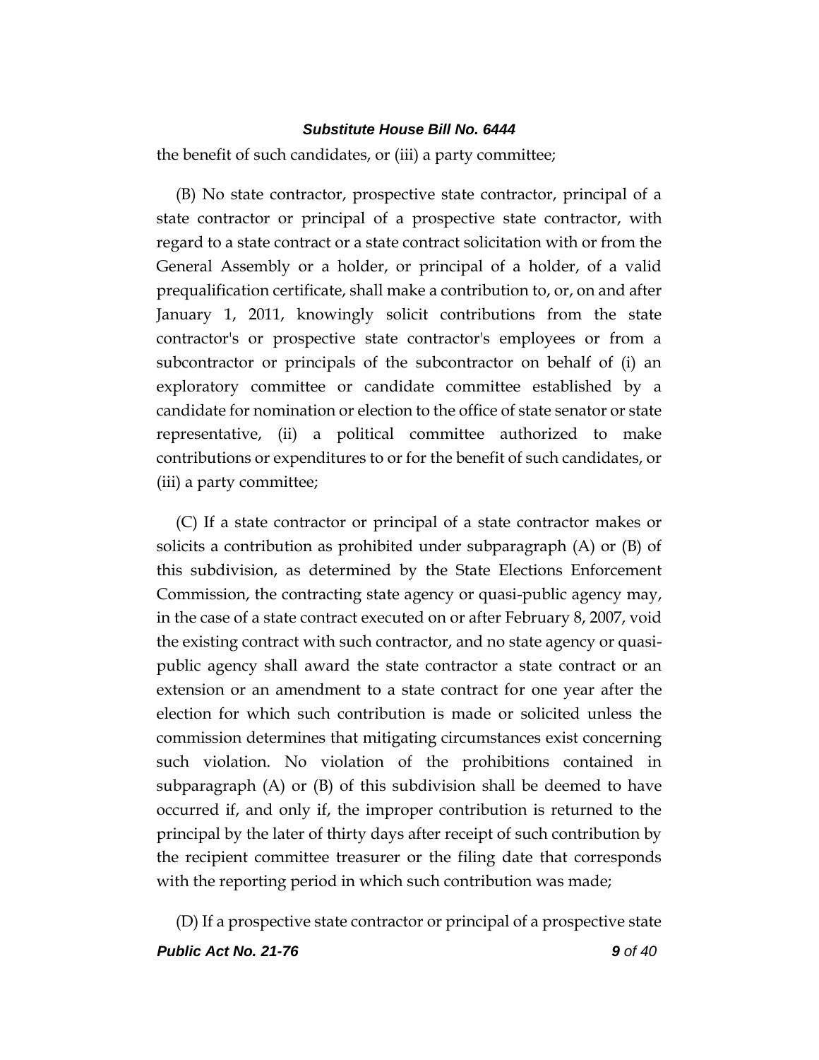the benefit of such candidates, or (iii) a party committee;

(B) No state contractor, prospective state contractor, principal of a state contractor or principal of a prospective state contractor, with regard to a state contract or a state contract solicitation with or from the General Assembly or a holder, or principal of a holder, of a valid prequalification certificate, shall make a contribution to, or, on and after January 1, 2011, knowingly solicit contributions from the state contractor's or prospective state contractor's employees or from a subcontractor or principals of the subcontractor on behalf of (i) an exploratory committee or candidate committee established by a candidate for nomination or election to the office of state senator or state representative, (ii) a political committee authorized to make contributions or expenditures to or for the benefit of such candidates, or (iii) a party committee;

(C) If a state contractor or principal of a state contractor makes or solicits a contribution as prohibited under subparagraph (A) or (B) of this subdivision, as determined by the State Elections Enforcement Commission, the contracting state agency or quasi-public agency may, in the case of a state contract executed on or after February 8, 2007, void the existing contract with such contractor, and no state agency or quasi-public agency shall award the state contractor a state contract or an extension or an amendment to a state contract for one year after the election for which such contribution is made or solicited unless the commission determines that mitigating circumstances exist concerning such violation. No violation of the prohibitions contained in subparagraph (A) or (B) of this subdivision shall be deemed to have occurred if, and only if, the improper contribution is returned to the principal by the later of thirty days after receipt of such contribution by the recipient committee treasurer or the filing date that corresponds with the reporting period in which such contribution was made;

(D) If a prospective state contractor or principal of a prospective state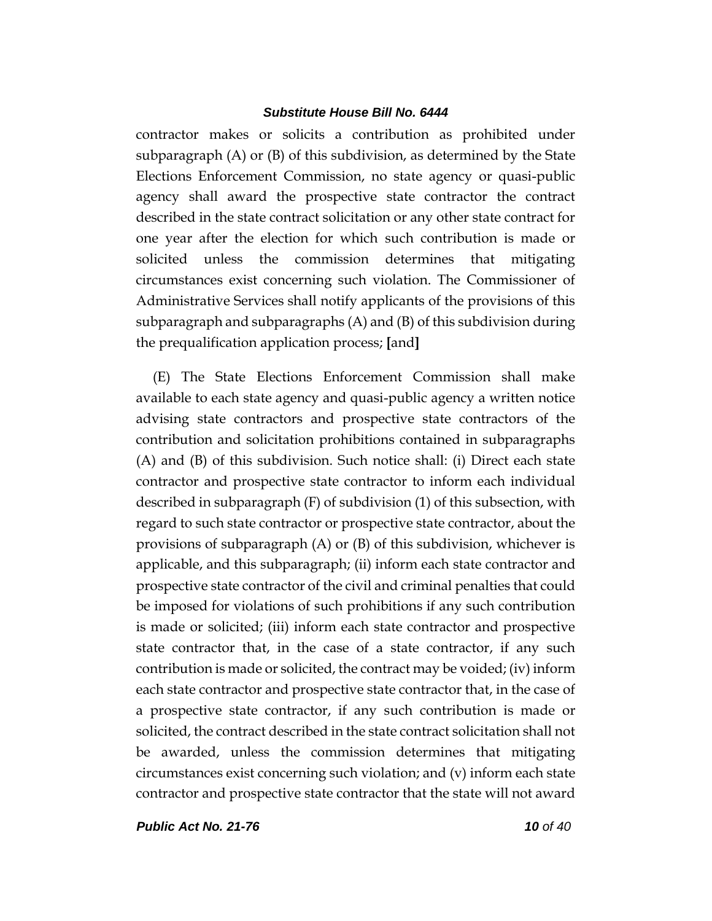contractor makes or solicits a contribution as prohibited under subparagraph (A) or (B) of this subdivision, as determined by the State Elections Enforcement Commission, no state agency or quasi-public agency shall award the prospective state contractor the contract described in the state contract solicitation or any other state contract for one year after the election for which such contribution is made or solicited unless the commission determines that mitigating circumstances exist concerning such violation. The Commissioner of Administrative Services shall notify applicants of the provisions of this subparagraph and subparagraphs (A) and (B) of this subdivision during the prequalification application process; **[**and**]**

(E) The State Elections Enforcement Commission shall make available to each state agency and quasi-public agency a written notice advising state contractors and prospective state contractors of the contribution and solicitation prohibitions contained in subparagraphs (A) and (B) of this subdivision. Such notice shall: (i) Direct each state contractor and prospective state contractor to inform each individual described in subparagraph (F) of subdivision (1) of this subsection, with regard to such state contractor or prospective state contractor, about the provisions of subparagraph (A) or (B) of this subdivision, whichever is applicable, and this subparagraph; (ii) inform each state contractor and prospective state contractor of the civil and criminal penalties that could be imposed for violations of such prohibitions if any such contribution is made or solicited; (iii) inform each state contractor and prospective state contractor that, in the case of a state contractor, if any such contribution is made or solicited, the contract may be voided; (iv) inform each state contractor and prospective state contractor that, in the case of a prospective state contractor, if any such contribution is made or solicited, the contract described in the state contract solicitation shall not be awarded, unless the commission determines that mitigating circumstances exist concerning such violation; and (v) inform each state contractor and prospective state contractor that the state will not award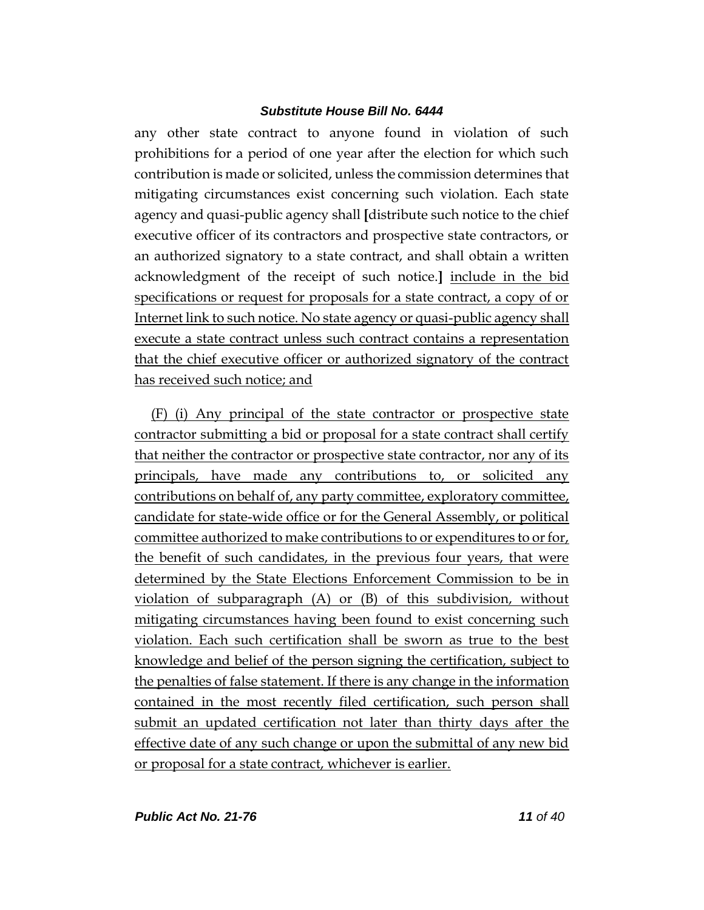any other state contract to anyone found in violation of such prohibitions for a period of one year after the election for which such contribution is made or solicited, unless the commission determines that mitigating circumstances exist concerning such violation. Each state agency and quasi-public agency shall [distribute such notice to the chief executive officer of its contractors and prospective state contractors, or an authorized signatory to a state contract, and shall obtain a written acknowledgment of the receipt of such notice.] include in the bid specifications or request for proposals for a state contract, a copy of or Internet link to such notice. No state agency or quasi-public agency shall execute a state contract unless such contract contains a representation that the chief executive officer or authorized signatory of the contract has received such notice; and

(F) (i) Any principal of the state contractor or prospective state contractor submitting a bid or proposal for a state contract shall certify that neither the contractor or prospective state contractor, nor any of its principals, have made any contributions to, or solicited any contributions on behalf of, any party committee, exploratory committee, candidate for state-wide office or for the General Assembly, or political committee authorized to make contributions to or expenditures to or for, the benefit of such candidates, in the previous four years, that were determined by the State Elections Enforcement Commission to be in violation of subparagraph (A) or (B) of this subdivision, without mitigating circumstances having been found to exist concerning such violation. Each such certification shall be sworn as true to the best knowledge and belief of the person signing the certification, subject to the penalties of false statement. If there is any change in the information contained in the most recently filed certification, such person shall submit an updated certification not later than thirty days after the effective date of any such change or upon the submittal of any new bid or proposal for a state contract, whichever is earlier.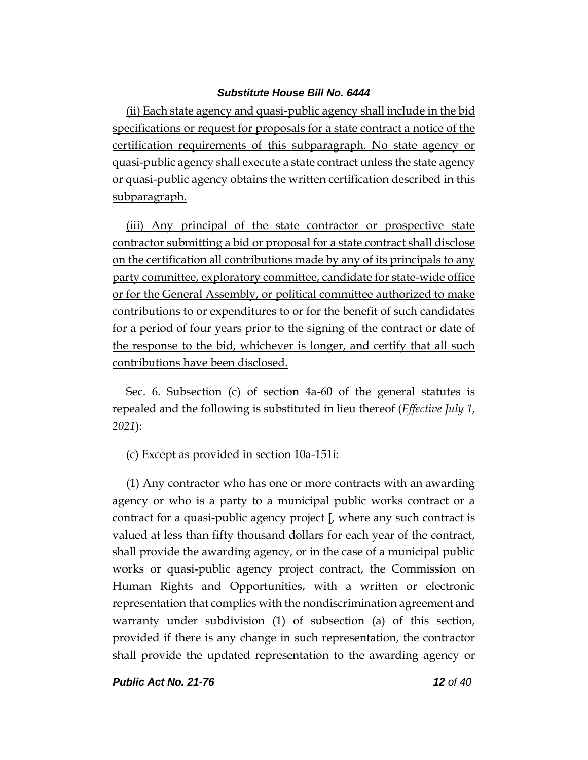(ii) Each state agency and quasi-public agency shall include in the bid specifications or request for proposals for a state contract a notice of the certification requirements of this subparagraph. No state agency or quasi-public agency shall execute a state contract unless the state agency or quasi-public agency obtains the written certification described in this subparagraph.

(iii) Any principal of the state contractor or prospective state contractor submitting a bid or proposal for a state contract shall disclose on the certification all contributions made by any of its principals to any party committee, exploratory committee, candidate for state-wide office or for the General Assembly, or political committee authorized to make contributions to or expenditures to or for the benefit of such candidates for a period of four years prior to the signing of the contract or date of the response to the bid, whichever is longer, and certify that all such contributions have been disclosed.

Sec. 6. Subsection (c) of section 4a-60 of the general statutes is repealed and the following is substituted in lieu thereof (*Effective July 1, 2021*):

(c) Except as provided in section 10a-151i:

(1) Any contractor who has one or more contracts with an awarding agency or who is a party to a municipal public works contract or a contract for a quasi-public agency project **[**, where any such contract is valued at less than fifty thousand dollars for each year of the contract, shall provide the awarding agency, or in the case of a municipal public works or quasi-public agency project contract, the Commission on Human Rights and Opportunities, with a written or electronic representation that complies with the nondiscrimination agreement and warranty under subdivision (1) of subsection (a) of this section, provided if there is any change in such representation, the contractor shall provide the updated representation to the awarding agency or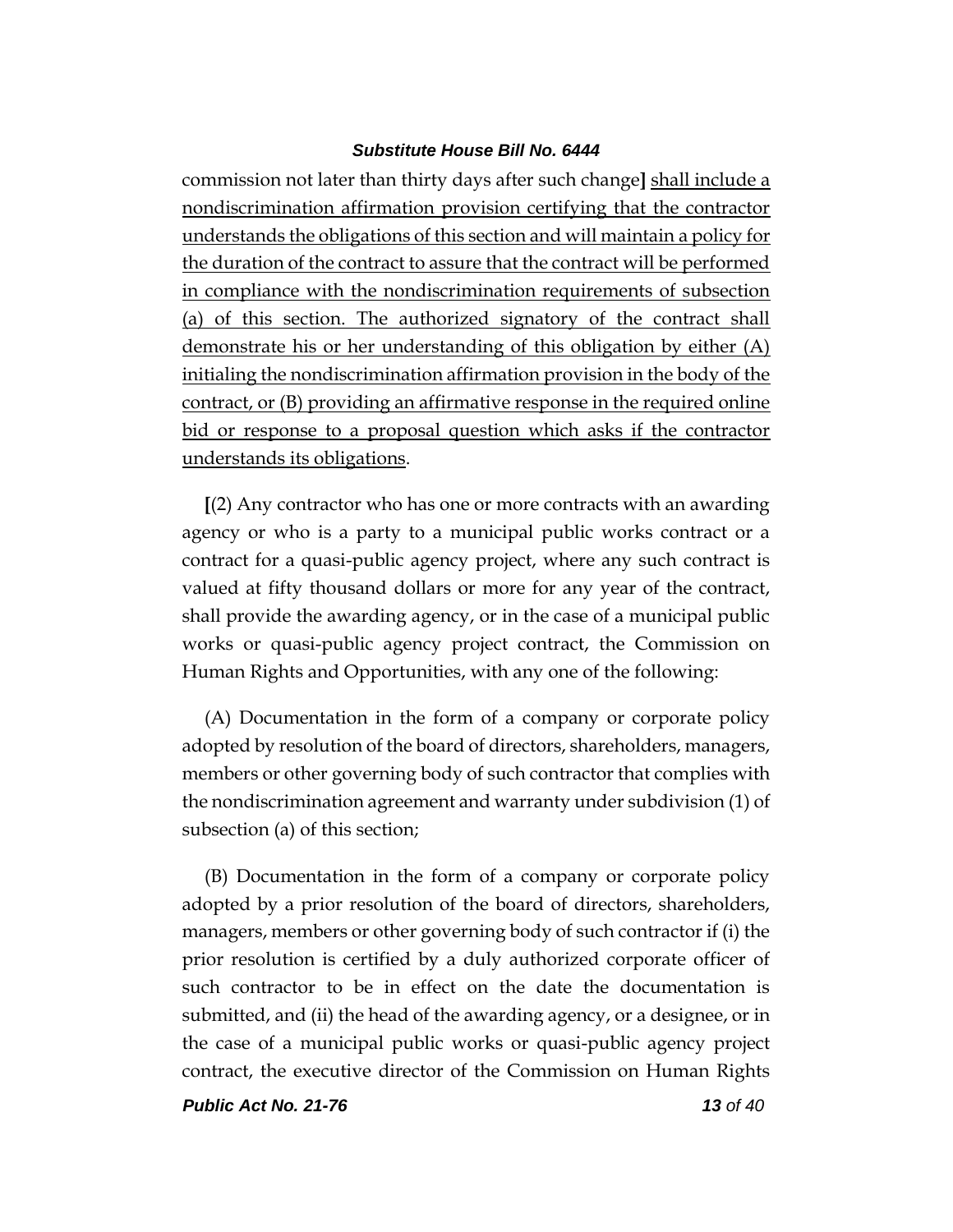commission not later than thirty days after such change**]** <u>shall include a nondiscrimination affirmation provision certifying that the contractor understands the obligations of this section and will maintain a policy for the duration of the contract to assure that the contract will be performed in compliance with the nondiscrimination requirements of subsection (a) of this section. The authorized signatory of the contract shall demonstrate his or her understanding of this obligation by either (A) initialing the nondiscrimination affirmation provision in the body of the contract, or (B) providing an affirmative response in the required online bid or response to a proposal question which asks if the contractor understands its obligations</u>.

**[**(2) Any contractor who has one or more contracts with an awarding agency or who is a party to a municipal public works contract or a contract for a quasi-public agency project, where any such contract is valued at fifty thousand dollars or more for any year of the contract, shall provide the awarding agency, or in the case of a municipal public works or quasi-public agency project contract, the Commission on Human Rights and Opportunities, with any one of the following:

(A) Documentation in the form of a company or corporate policy adopted by resolution of the board of directors, shareholders, managers, members or other governing body of such contractor that complies with the nondiscrimination agreement and warranty under subdivision (1) of subsection (a) of this section;

(B) Documentation in the form of a company or corporate policy adopted by a prior resolution of the board of directors, shareholders, managers, members or other governing body of such contractor if (i) the prior resolution is certified by a duly authorized corporate officer of such contractor to be in effect on the date the documentation is submitted, and (ii) the head of the awarding agency, or a designee, or in the case of a municipal public works or quasi-public agency project contract, the executive director of the Commission on Human Rights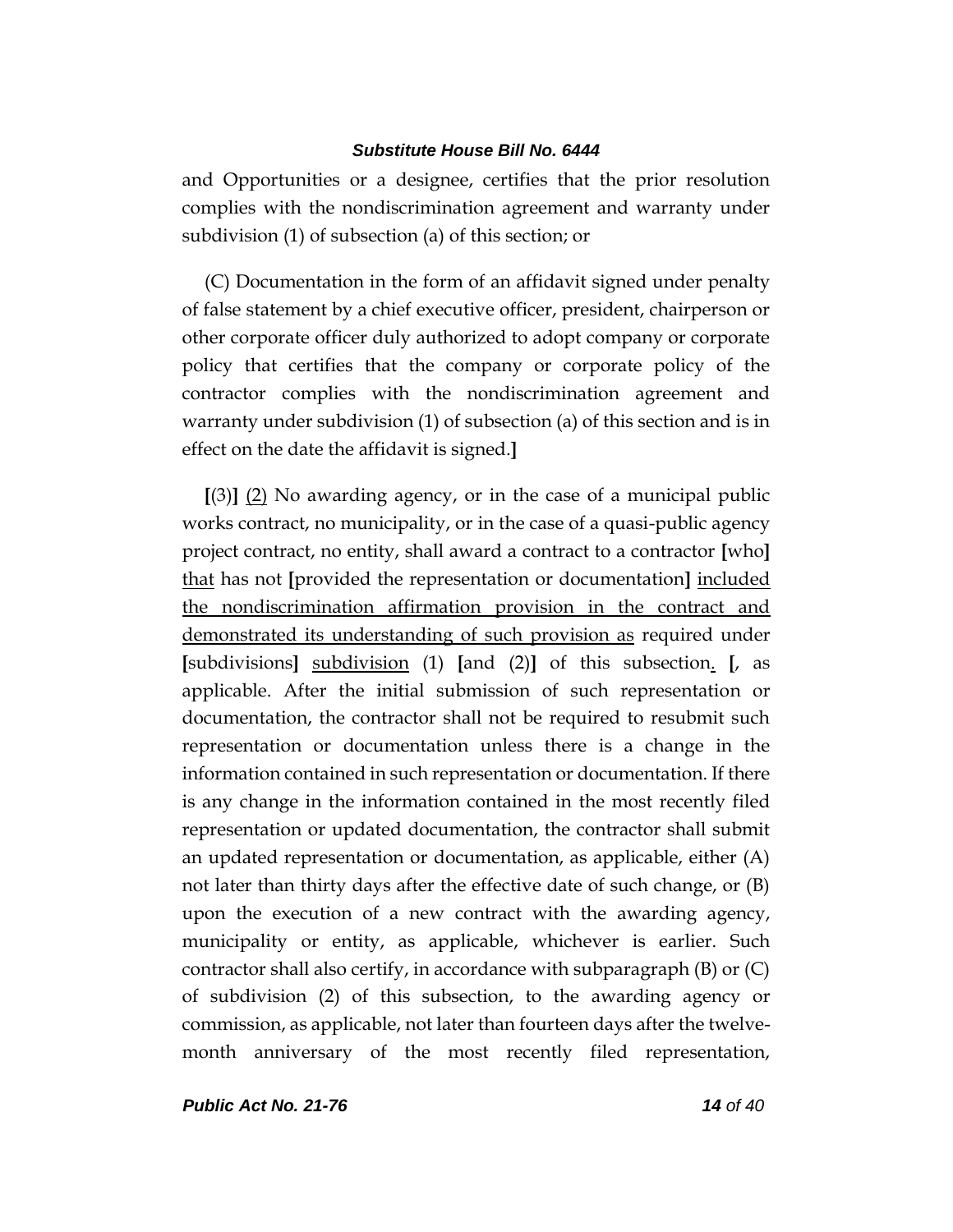and Opportunities or a designee, certifies that the prior resolution complies with the nondiscrimination agreement and warranty under subdivision (1) of subsection (a) of this section; or

(C) Documentation in the form of an affidavit signed under penalty of false statement by a chief executive officer, president, chairperson or other corporate officer duly authorized to adopt company or corporate policy that certifies that the company or corporate policy of the contractor complies with the nondiscrimination agreement and warranty under subdivision (1) of subsection (a) of this section and is in effect on the date the affidavit is signed.**]**

**[**(3)**]** <u>(2)</u> No awarding agency, or in the case of a municipal public works contract, no municipality, or in the case of a quasi-public agency project contract, no entity, shall award a contract to a contractor **[**who**]** <u>that</u> has not **[**provided the representation or documentation**]** <u>included the nondiscrimination affirmation provision in the contract and demonstrated its understanding of such provision as</u> required under **[**subdivisions**]** <u>subdivision</u> (1) **[**and (2)**]** of this subsection<u>.</u> **[**, as applicable. After the initial submission of such representation or documentation, the contractor shall not be required to resubmit such representation or documentation unless there is a change in the information contained in such representation or documentation. If there is any change in the information contained in the most recently filed representation or updated documentation, the contractor shall submit an updated representation or documentation, as applicable, either (A) not later than thirty days after the effective date of such change, or (B) upon the execution of a new contract with the awarding agency, municipality or entity, as applicable, whichever is earlier. Such contractor shall also certify, in accordance with subparagraph (B) or (C) of subdivision (2) of this subsection, to the awarding agency or commission, as applicable, not later than fourteen days after the twelve-month anniversary of the most recently filed representation,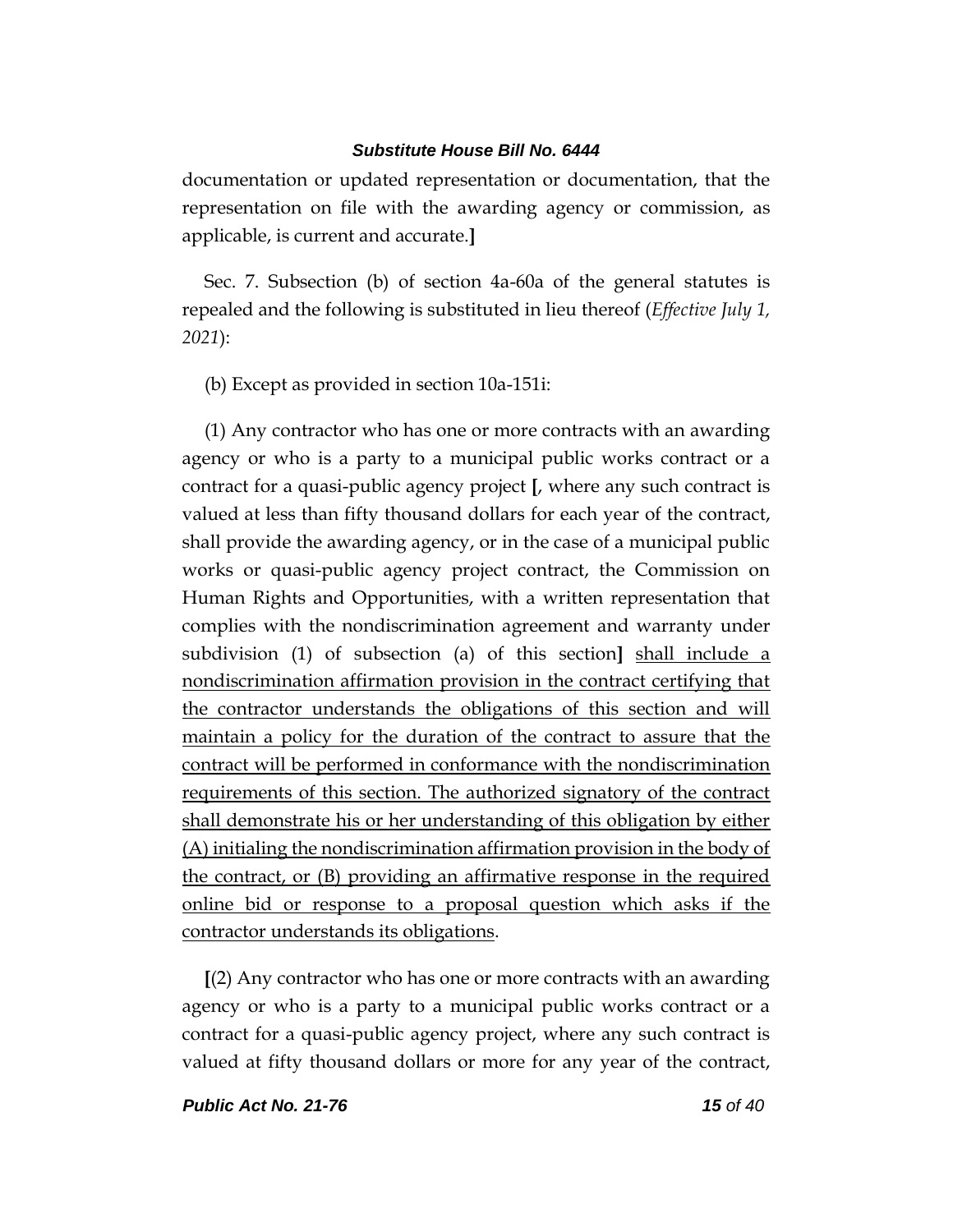documentation or updated representation or documentation, that the representation on file with the awarding agency or commission, as applicable, is current and accurate.]

Sec. 7. Subsection (b) of section 4a-60a of the general statutes is repealed and the following is substituted in lieu thereof (*Effective July 1, 2021*):

(b) Except as provided in section 10a-151i:

(1) Any contractor who has one or more contracts with an awarding agency or who is a party to a municipal public works contract or a contract for a quasi-public agency project **[**, where any such contract is valued at less than fifty thousand dollars for each year of the contract, shall provide the awarding agency, or in the case of a municipal public works or quasi-public agency project contract, the Commission on Human Rights and Opportunities, with a written representation that complies with the nondiscrimination agreement and warranty under subdivision (1) of subsection (a) of this section**]** <u>shall include a nondiscrimination affirmation provision in the contract certifying that the contractor understands the obligations of this section and will maintain a policy for the duration of the contract to assure that the contract will be performed in conformance with the nondiscrimination requirements of this section. The authorized signatory of the contract shall demonstrate his or her understanding of this obligation by either (A) initialing the nondiscrimination affirmation provision in the body of the contract, or (B) providing an affirmative response in the required online bid or response to a proposal question which asks if the contractor understands its obligations</u>.

**[**(2) Any contractor who has one or more contracts with an awarding agency or who is a party to a municipal public works contract or a contract for a quasi-public agency project, where any such contract is valued at fifty thousand dollars or more for any year of the contract,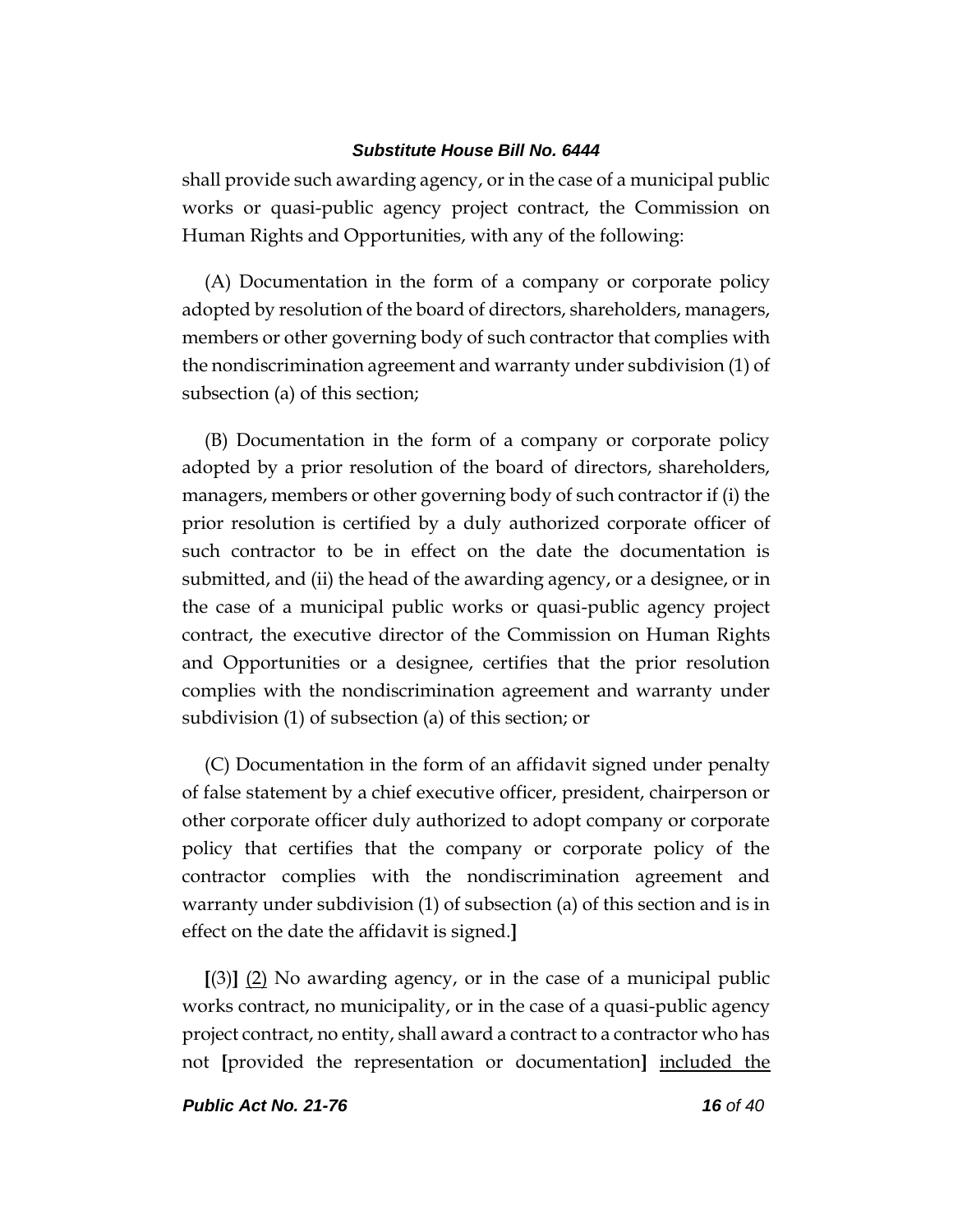shall provide such awarding agency, or in the case of a municipal public works or quasi-public agency project contract, the Commission on Human Rights and Opportunities, with any of the following:

(A) Documentation in the form of a company or corporate policy adopted by resolution of the board of directors, shareholders, managers, members or other governing body of such contractor that complies with the nondiscrimination agreement and warranty under subdivision (1) of subsection (a) of this section;

(B) Documentation in the form of a company or corporate policy adopted by a prior resolution of the board of directors, shareholders, managers, members or other governing body of such contractor if (i) the prior resolution is certified by a duly authorized corporate officer of such contractor to be in effect on the date the documentation is submitted, and (ii) the head of the awarding agency, or a designee, or in the case of a municipal public works or quasi-public agency project contract, the executive director of the Commission on Human Rights and Opportunities or a designee, certifies that the prior resolution complies with the nondiscrimination agreement and warranty under subdivision (1) of subsection (a) of this section; or

(C) Documentation in the form of an affidavit signed under penalty of false statement by a chief executive officer, president, chairperson or other corporate officer duly authorized to adopt company or corporate policy that certifies that the company or corporate policy of the contractor complies with the nondiscrimination agreement and warranty under subdivision (1) of subsection (a) of this section and is in effect on the date the affidavit is signed.**]**

**[**(3)**]** <u>(2)</u> No awarding agency, or in the case of a municipal public works contract, no municipality, or in the case of a quasi-public agency project contract, no entity, shall award a contract to a contractor who has not **[**provided the representation or documentation**]** <u>included the</u>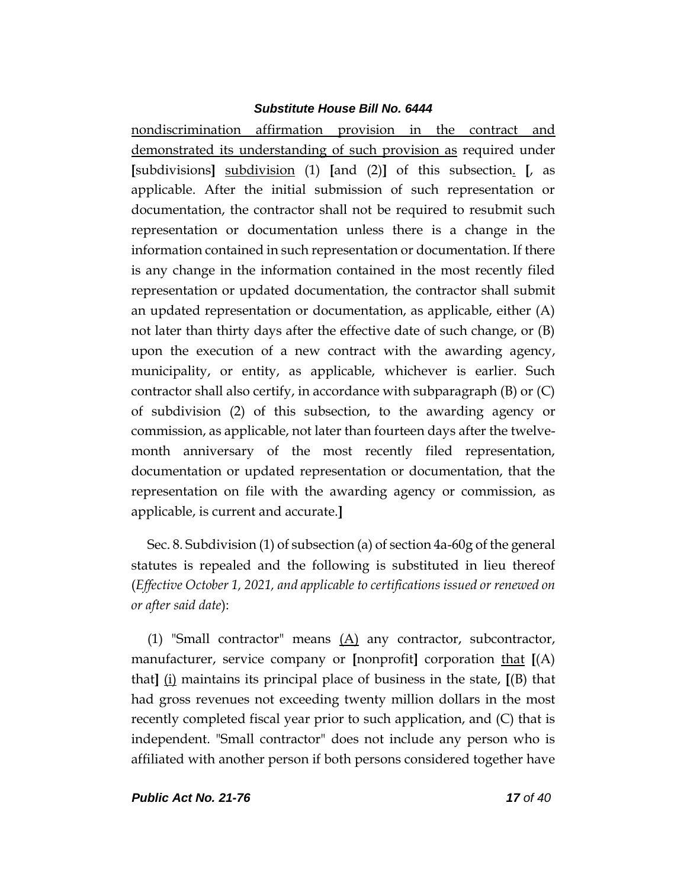nondiscrimination affirmation provision in the contract and demonstrated its understanding of such provision as required under [subdivisions] subdivision (1) [and (2)] of this subsection. [, as applicable. After the initial submission of such representation or documentation, the contractor shall not be required to resubmit such representation or documentation unless there is a change in the information contained in such representation or documentation. If there is any change in the information contained in the most recently filed representation or updated documentation, the contractor shall submit an updated representation or documentation, as applicable, either (A) not later than thirty days after the effective date of such change, or (B) upon the execution of a new contract with the awarding agency, municipality, or entity, as applicable, whichever is earlier. Such contractor shall also certify, in accordance with subparagraph (B) or (C) of subdivision (2) of this subsection, to the awarding agency or commission, as applicable, not later than fourteen days after the twelve-month anniversary of the most recently filed representation, documentation or updated representation or documentation, that the representation on file with the awarding agency or commission, as applicable, is current and accurate.]

Sec. 8. Subdivision (1) of subsection (a) of section 4a-60g of the general statutes is repealed and the following is substituted in lieu thereof (*Effective October 1, 2021, and applicable to certifications issued or renewed on or after said date*):

(1) "Small contractor" means (A) any contractor, subcontractor, manufacturer, service company or [nonprofit] corporation that [(A) that] (i) maintains its principal place of business in the state, [(B) that had gross revenues not exceeding twenty million dollars in the most recently completed fiscal year prior to such application, and (C) that is independent. "Small contractor" does not include any person who is affiliated with another person if both persons considered together have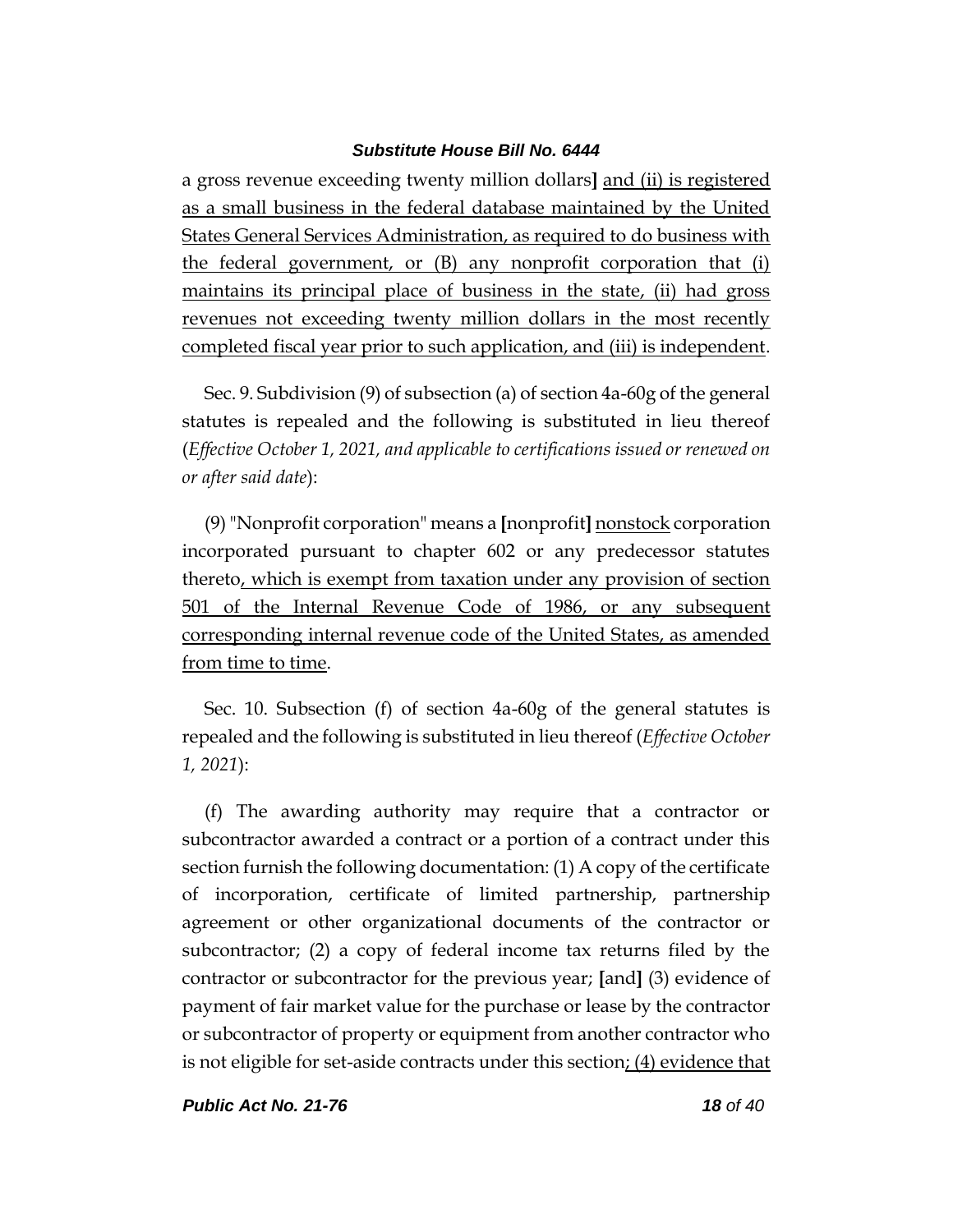a gross revenue exceeding twenty million dollars] and (ii) is registered as a small business in the federal database maintained by the United States General Services Administration, as required to do business with the federal government, or (B) any nonprofit corporation that (i) maintains its principal place of business in the state, (ii) had gross revenues not exceeding twenty million dollars in the most recently completed fiscal year prior to such application, and (iii) is independent.

Sec. 9. Subdivision (9) of subsection (a) of section 4a-60g of the general statutes is repealed and the following is substituted in lieu thereof (*Effective October 1, 2021, and applicable to certifications issued or renewed on or after said date*):

(9) "Nonprofit corporation" means a [nonprofit] nonstock corporation incorporated pursuant to chapter 602 or any predecessor statutes thereto, which is exempt from taxation under any provision of section 501 of the Internal Revenue Code of 1986, or any subsequent corresponding internal revenue code of the United States, as amended from time to time.

Sec. 10. Subsection (f) of section 4a-60g of the general statutes is repealed and the following is substituted in lieu thereof (*Effective October 1, 2021*):

(f) The awarding authority may require that a contractor or subcontractor awarded a contract or a portion of a contract under this section furnish the following documentation: (1) A copy of the certificate of incorporation, certificate of limited partnership, partnership agreement or other organizational documents of the contractor or subcontractor; (2) a copy of federal income tax returns filed by the contractor or subcontractor for the previous year; [and] (3) evidence of payment of fair market value for the purchase or lease by the contractor or subcontractor of property or equipment from another contractor who is not eligible for set-aside contracts under this section; (4) evidence that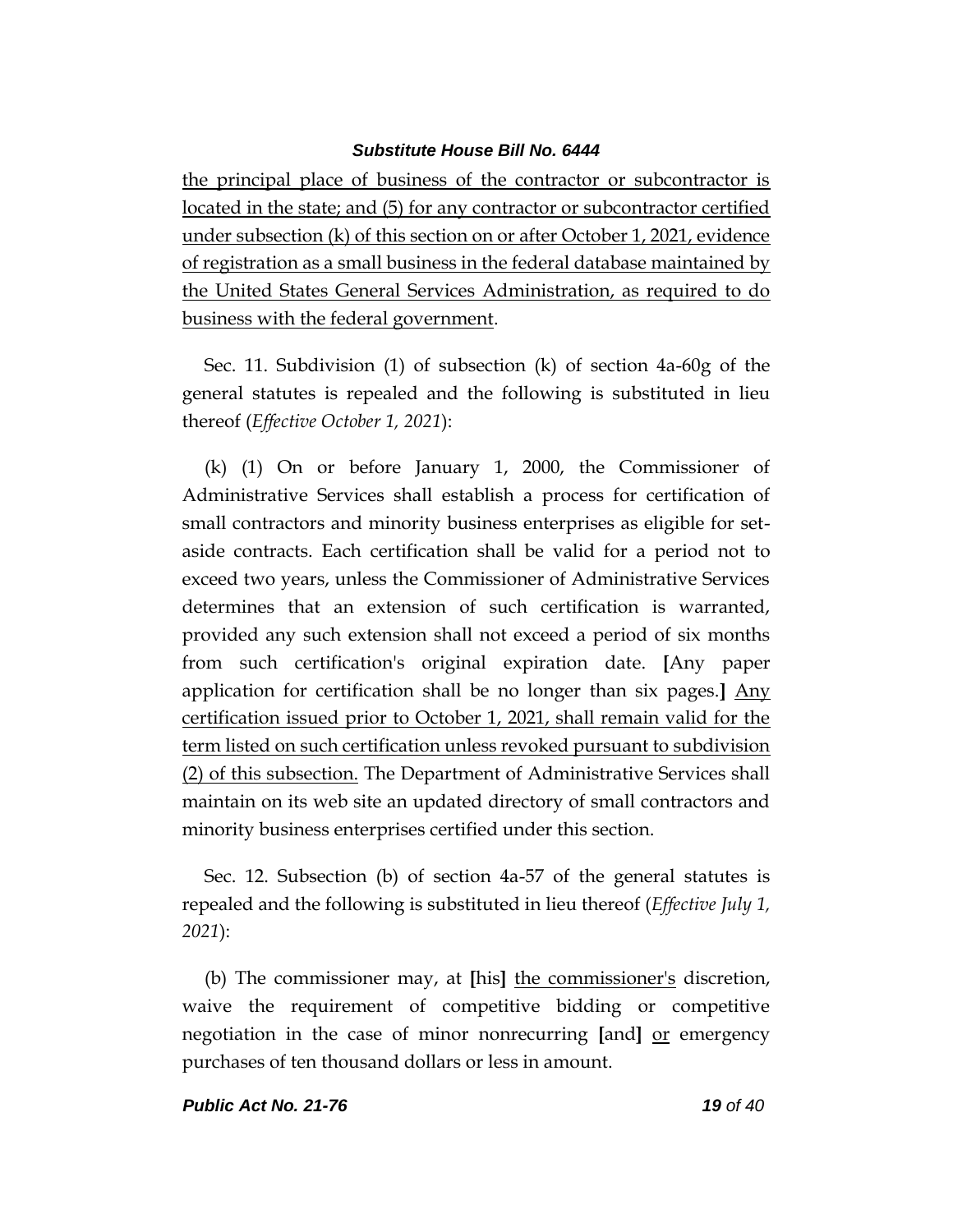the principal place of business of the contractor or subcontractor is located in the state; and (5) for any contractor or subcontractor certified under subsection (k) of this section on or after October 1, 2021, evidence of registration as a small business in the federal database maintained by the United States General Services Administration, as required to do business with the federal government.

Sec. 11. Subdivision (1) of subsection (k) of section 4a-60g of the general statutes is repealed and the following is substituted in lieu thereof (*Effective October 1, 2021*):

(k) (1) On or before January 1, 2000, the Commissioner of Administrative Services shall establish a process for certification of small contractors and minority business enterprises as eligible for set-aside contracts. Each certification shall be valid for a period not to exceed two years, unless the Commissioner of Administrative Services determines that an extension of such certification is warranted, provided any such extension shall not exceed a period of six months from such certification's original expiration date. **[**Any paper application for certification shall be no longer than six pages.**]** Any certification issued prior to October 1, 2021, shall remain valid for the term listed on such certification unless revoked pursuant to subdivision (2) of this subsection. The Department of Administrative Services shall maintain on its web site an updated directory of small contractors and minority business enterprises certified under this section.

Sec. 12. Subsection (b) of section 4a-57 of the general statutes is repealed and the following is substituted in lieu thereof (*Effective July 1, 2021*):

(b) The commissioner may, at **[**his**]** the commissioner's discretion, waive the requirement of competitive bidding or competitive negotiation in the case of minor nonrecurring **[**and**]** or emergency purchases of ten thousand dollars or less in amount.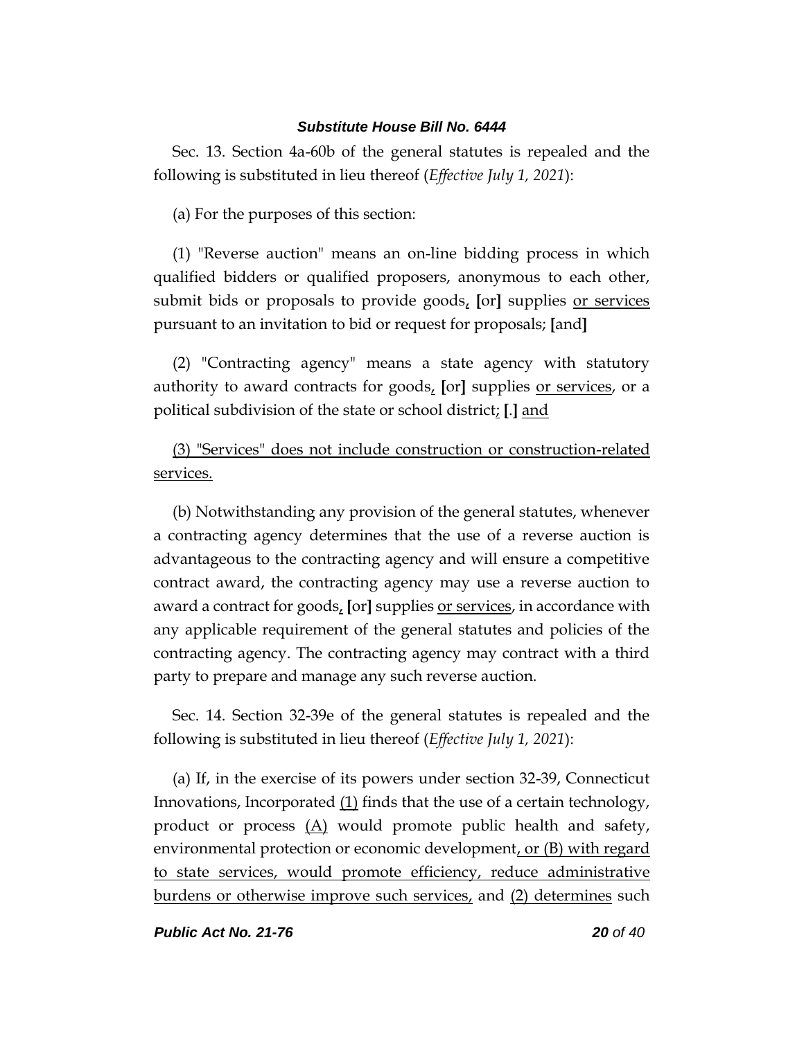Sec. 13. Section 4a-60b of the general statutes is repealed and the following is substituted in lieu thereof (*Effective July 1, 2021*):

(a) For the purposes of this section:

(1) "Reverse auction" means an on-line bidding process in which qualified bidders or qualified proposers, anonymous to each other, submit bids or proposals to provide goods, [or] supplies or services pursuant to an invitation to bid or request for proposals; [and]

(2) "Contracting agency" means a state agency with statutory authority to award contracts for goods, [or] supplies or services, or a political subdivision of the state or school district; [.] and

(3) "Services" does not include construction or construction-related services.

(b) Notwithstanding any provision of the general statutes, whenever a contracting agency determines that the use of a reverse auction is advantageous to the contracting agency and will ensure a competitive contract award, the contracting agency may use a reverse auction to award a contract for goods, [or] supplies or services, in accordance with any applicable requirement of the general statutes and policies of the contracting agency. The contracting agency may contract with a third party to prepare and manage any such reverse auction.

Sec. 14. Section 32-39e of the general statutes is repealed and the following is substituted in lieu thereof (*Effective July 1, 2021*):

(a) If, in the exercise of its powers under section 32-39, Connecticut Innovations, Incorporated (1) finds that the use of a certain technology, product or process (A) would promote public health and safety, environmental protection or economic development, or (B) with regard to state services, would promote efficiency, reduce administrative burdens or otherwise improve such services, and (2) determines such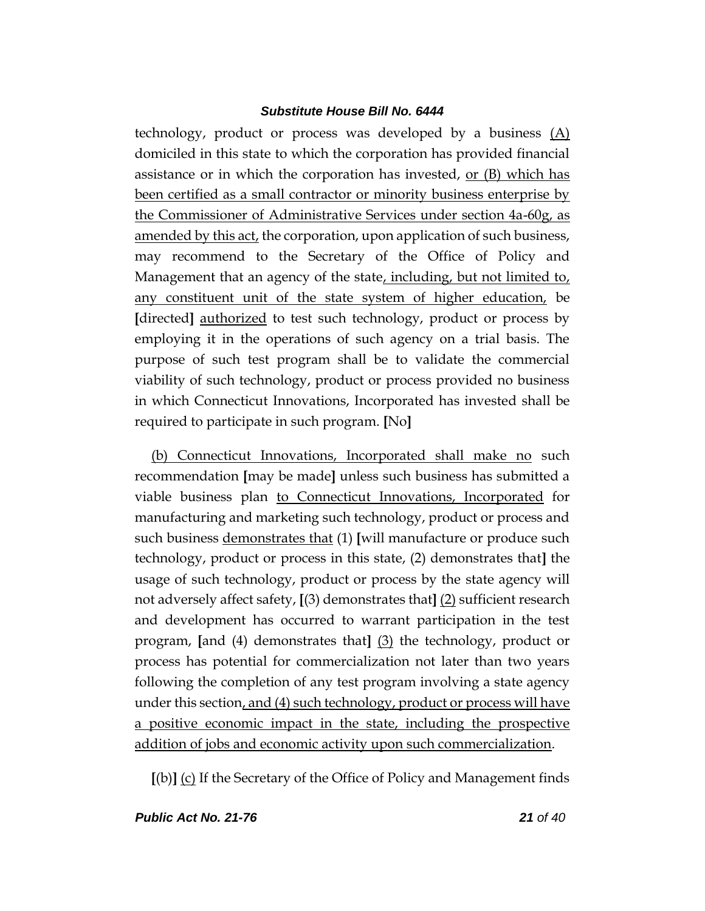technology, product or process was developed by a business <u>(A)</u> domiciled in this state to which the corporation has provided financial assistance or in which the corporation has invested, <u>or (B) which has been certified as a small contractor or minority business enterprise by the Commissioner of Administrative Services under section 4a-60g, as amended by this act,</u> the corporation, upon application of such business, may recommend to the Secretary of the Office of Policy and Management that an agency of the state<u>, including, but not limited to, any constituent unit of the state system of higher education,</u> be **[**directed**]** <u>authorized</u> to test such technology, product or process by employing it in the operations of such agency on a trial basis. The purpose of such test program shall be to validate the commercial viability of such technology, product or process provided no business in which Connecticut Innovations, Incorporated has invested shall be required to participate in such program. **[**No**]**

<u>(b) Connecticut Innovations, Incorporated shall make no</u> such recommendation **[**may be made**]** unless such business has submitted a viable business plan <u>to Connecticut Innovations, Incorporated</u> for manufacturing and marketing such technology, product or process and such business <u>demonstrates that</u> (1) **[**will manufacture or produce such technology, product or process in this state, (2) demonstrates that**]** the usage of such technology, product or process by the state agency will not adversely affect safety, **[**(3) demonstrates that**]** <u>(2)</u> sufficient research and development has occurred to warrant participation in the test program, **[**and (4) demonstrates that**]** <u>(3)</u> the technology, product or process has potential for commercialization not later than two years following the completion of any test program involving a state agency under this section<u>, and (4) such technology, product or process will have a positive economic impact in the state, including the prospective addition of jobs and economic activity upon such commercialization</u>.

**[**(b)**]** <u>(c)</u> If the Secretary of the Office of Policy and Management finds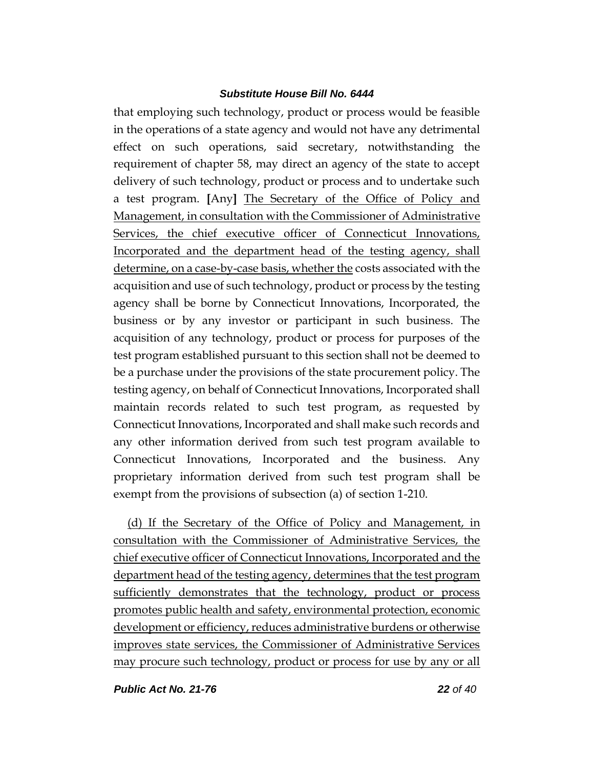that employing such technology, product or process would be feasible in the operations of a state agency and would not have any detrimental effect on such operations, said secretary, notwithstanding the requirement of chapter 58, may direct an agency of the state to accept delivery of such technology, product or process and to undertake such a test program. **[**Any**]** <u>The Secretary of the Office of Policy and Management, in consultation with the Commissioner of Administrative Services, the chief executive officer of Connecticut Innovations, Incorporated and the department head of the testing agency, shall determine, on a case-by-case basis, whether the</u> costs associated with the acquisition and use of such technology, product or process by the testing agency shall be borne by Connecticut Innovations, Incorporated, the business or by any investor or participant in such business. The acquisition of any technology, product or process for purposes of the test program established pursuant to this section shall not be deemed to be a purchase under the provisions of the state procurement policy. The testing agency, on behalf of Connecticut Innovations, Incorporated shall maintain records related to such test program, as requested by Connecticut Innovations, Incorporated and shall make such records and any other information derived from such test program available to Connecticut Innovations, Incorporated and the business. Any proprietary information derived from such test program shall be exempt from the provisions of subsection (a) of section 1-210.

<u>(d) If the Secretary of the Office of Policy and Management, in consultation with the Commissioner of Administrative Services, the chief executive officer of Connecticut Innovations, Incorporated and the department head of the testing agency, determines that the test program sufficiently demonstrates that the technology, product or process promotes public health and safety, environmental protection, economic development or efficiency, reduces administrative burdens or otherwise improves state services, the Commissioner of Administrative Services may procure such technology, product or process for use by any or all</u>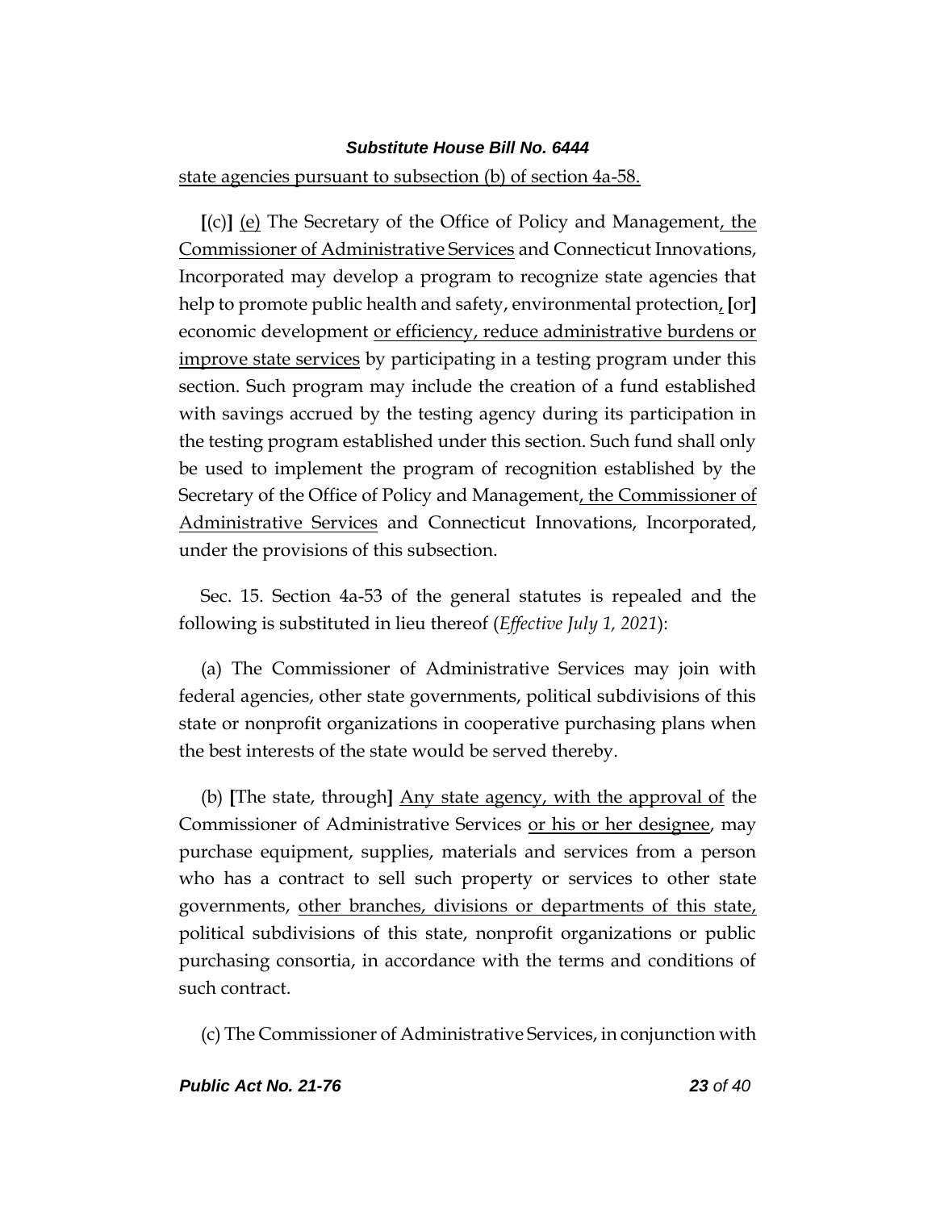state agencies pursuant to subsection (b) of section 4a-58.

[(c)] (e) The Secretary of the Office of Policy and Management, the Commissioner of Administrative Services and Connecticut Innovations, Incorporated may develop a program to recognize state agencies that help to promote public health and safety, environmental protection, [or] economic development or efficiency, reduce administrative burdens or improve state services by participating in a testing program under this section. Such program may include the creation of a fund established with savings accrued by the testing agency during its participation in the testing program established under this section. Such fund shall only be used to implement the program of recognition established by the Secretary of the Office of Policy and Management, the Commissioner of Administrative Services and Connecticut Innovations, Incorporated, under the provisions of this subsection.

Sec. 15. Section 4a-53 of the general statutes is repealed and the following is substituted in lieu thereof (*Effective July 1, 2021*):

(a) The Commissioner of Administrative Services may join with federal agencies, other state governments, political subdivisions of this state or nonprofit organizations in cooperative purchasing plans when the best interests of the state would be served thereby.

(b) [The state, through] Any state agency, with the approval of the Commissioner of Administrative Services or his or her designee, may purchase equipment, supplies, materials and services from a person who has a contract to sell such property or services to other state governments, other branches, divisions or departments of this state, political subdivisions of this state, nonprofit organizations or public purchasing consortia, in accordance with the terms and conditions of such contract.

(c) The Commissioner of Administrative Services, in conjunction with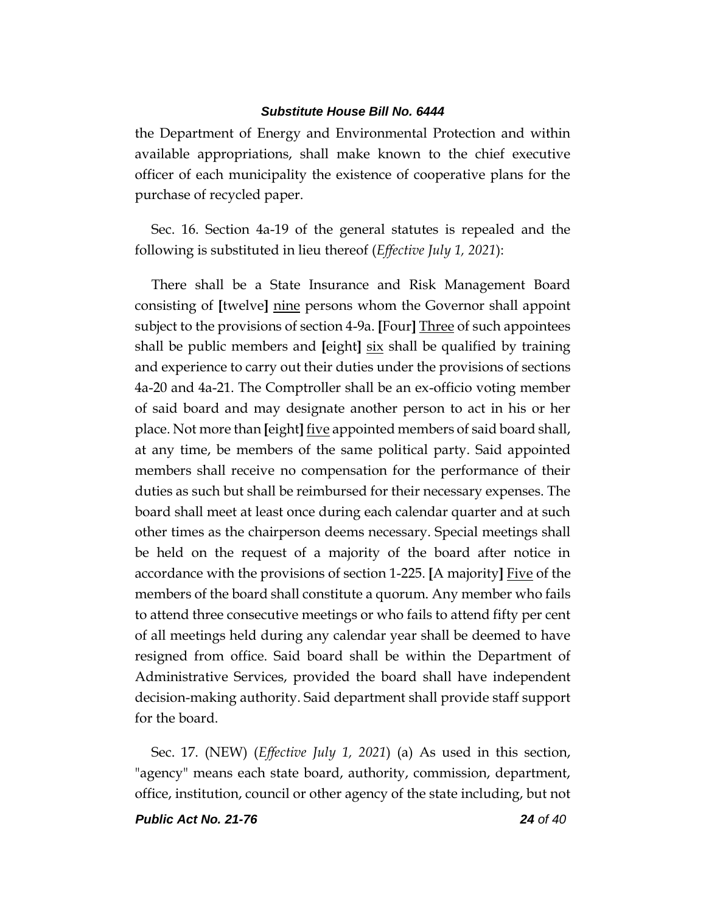the Department of Energy and Environmental Protection and within available appropriations, shall make known to the chief executive officer of each municipality the existence of cooperative plans for the purchase of recycled paper.

Sec. 16. Section 4a-19 of the general statutes is repealed and the following is substituted in lieu thereof (*Effective July 1, 2021*):

There shall be a State Insurance and Risk Management Board consisting of **[**twelve**]** nine persons whom the Governor shall appoint subject to the provisions of section 4-9a. **[**Four**]** Three of such appointees shall be public members and **[**eight**]** six shall be qualified by training and experience to carry out their duties under the provisions of sections 4a-20 and 4a-21. The Comptroller shall be an ex-officio voting member of said board and may designate another person to act in his or her place. Not more than **[**eight**]** five appointed members of said board shall, at any time, be members of the same political party. Said appointed members shall receive no compensation for the performance of their duties as such but shall be reimbursed for their necessary expenses. The board shall meet at least once during each calendar quarter and at such other times as the chairperson deems necessary. Special meetings shall be held on the request of a majority of the board after notice in accordance with the provisions of section 1-225. **[**A majority**]** Five of the members of the board shall constitute a quorum. Any member who fails to attend three consecutive meetings or who fails to attend fifty per cent of all meetings held during any calendar year shall be deemed to have resigned from office. Said board shall be within the Department of Administrative Services, provided the board shall have independent decision-making authority. Said department shall provide staff support for the board.

Sec. 17. (NEW) (*Effective July 1, 2021*) (a) As used in this section, "agency" means each state board, authority, commission, department, office, institution, council or other agency of the state including, but not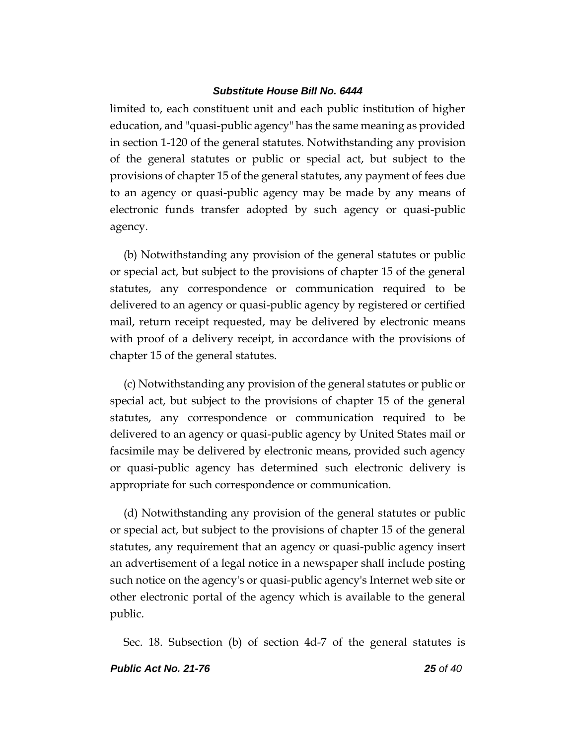limited to, each constituent unit and each public institution of higher education, and "quasi-public agency" has the same meaning as provided in section 1-120 of the general statutes. Notwithstanding any provision of the general statutes or public or special act, but subject to the provisions of chapter 15 of the general statutes, any payment of fees due to an agency or quasi-public agency may be made by any means of electronic funds transfer adopted by such agency or quasi-public agency.

(b) Notwithstanding any provision of the general statutes or public or special act, but subject to the provisions of chapter 15 of the general statutes, any correspondence or communication required to be delivered to an agency or quasi-public agency by registered or certified mail, return receipt requested, may be delivered by electronic means with proof of a delivery receipt, in accordance with the provisions of chapter 15 of the general statutes.

(c) Notwithstanding any provision of the general statutes or public or special act, but subject to the provisions of chapter 15 of the general statutes, any correspondence or communication required to be delivered to an agency or quasi-public agency by United States mail or facsimile may be delivered by electronic means, provided such agency or quasi-public agency has determined such electronic delivery is appropriate for such correspondence or communication.

(d) Notwithstanding any provision of the general statutes or public or special act, but subject to the provisions of chapter 15 of the general statutes, any requirement that an agency or quasi-public agency insert an advertisement of a legal notice in a newspaper shall include posting such notice on the agency's or quasi-public agency's Internet web site or other electronic portal of the agency which is available to the general public.

Sec. 18. Subsection (b) of section 4d-7 of the general statutes is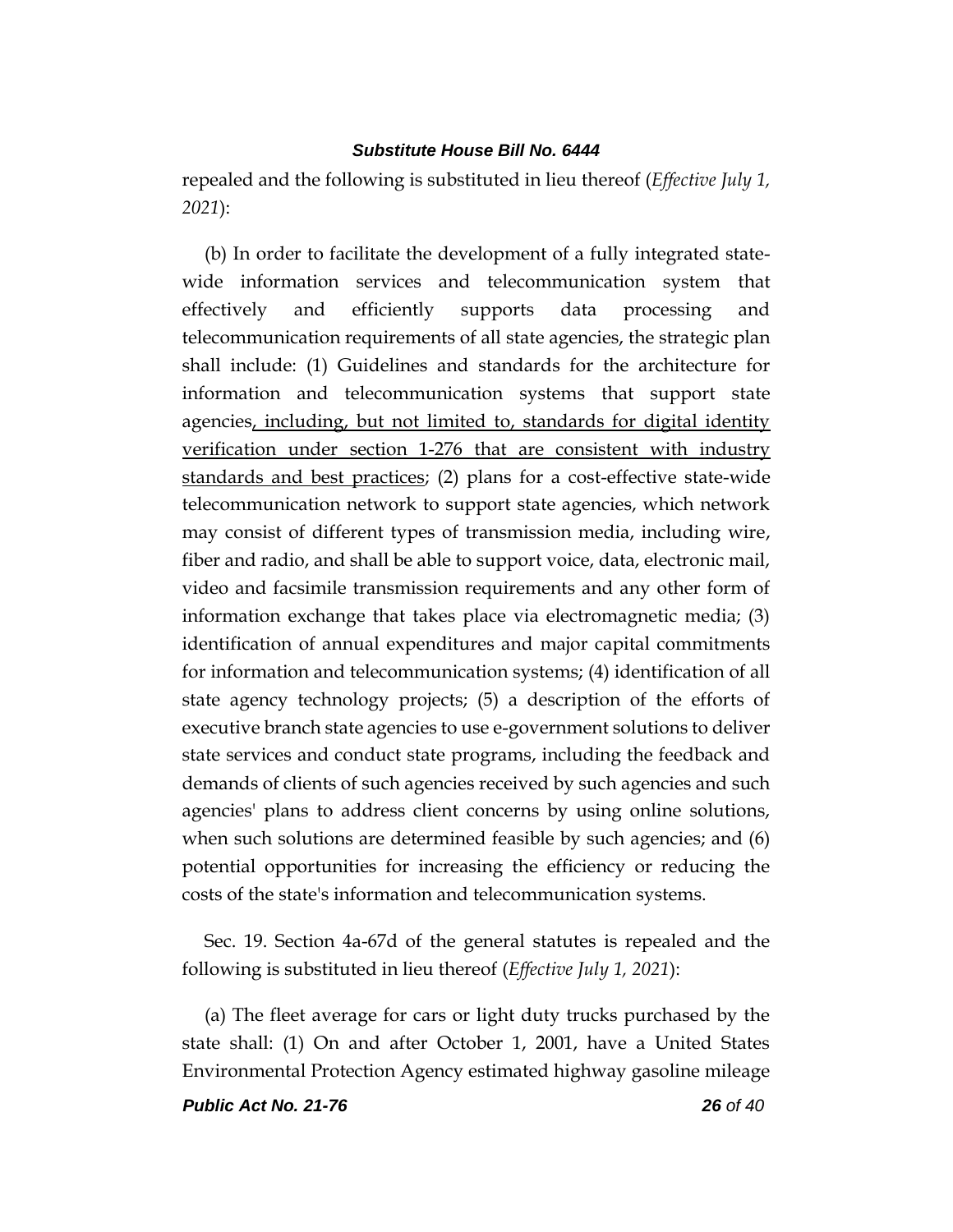repealed and the following is substituted in lieu thereof (*Effective July 1, 2021*):

(b) In order to facilitate the development of a fully integrated state-wide information services and telecommunication system that effectively and efficiently supports data processing and telecommunication requirements of all state agencies, the strategic plan shall include: (1) Guidelines and standards for the architecture for information and telecommunication systems that support state agencies<u>, including, but not limited to, standards for digital identity verification under section 1-276 that are consistent with industry standards and best practices</u>; (2) plans for a cost-effective state-wide telecommunication network to support state agencies, which network may consist of different types of transmission media, including wire, fiber and radio, and shall be able to support voice, data, electronic mail, video and facsimile transmission requirements and any other form of information exchange that takes place via electromagnetic media; (3) identification of annual expenditures and major capital commitments for information and telecommunication systems; (4) identification of all state agency technology projects; (5) a description of the efforts of executive branch state agencies to use e-government solutions to deliver state services and conduct state programs, including the feedback and demands of clients of such agencies received by such agencies and such agencies' plans to address client concerns by using online solutions, when such solutions are determined feasible by such agencies; and (6) potential opportunities for increasing the efficiency or reducing the costs of the state's information and telecommunication systems.

Sec. 19. Section 4a-67d of the general statutes is repealed and the following is substituted in lieu thereof (*Effective July 1, 2021*):

(a) The fleet average for cars or light duty trucks purchased by the state shall: (1) On and after October 1, 2001, have a United States Environmental Protection Agency estimated highway gasoline mileage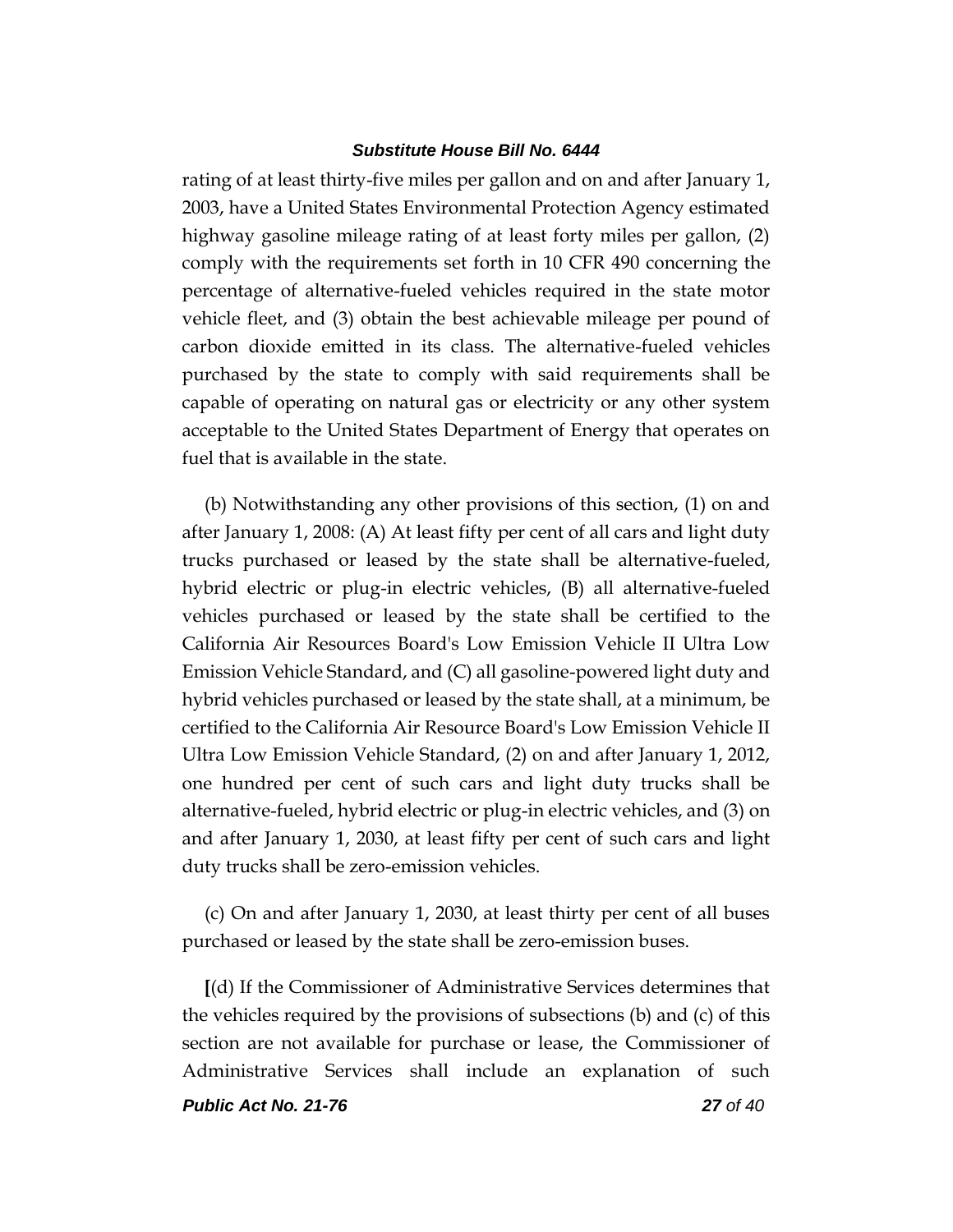rating of at least thirty-five miles per gallon and on and after January 1, 2003, have a United States Environmental Protection Agency estimated highway gasoline mileage rating of at least forty miles per gallon, (2) comply with the requirements set forth in 10 CFR 490 concerning the percentage of alternative-fueled vehicles required in the state motor vehicle fleet, and (3) obtain the best achievable mileage per pound of carbon dioxide emitted in its class. The alternative-fueled vehicles purchased by the state to comply with said requirements shall be capable of operating on natural gas or electricity or any other system acceptable to the United States Department of Energy that operates on fuel that is available in the state.

(b) Notwithstanding any other provisions of this section, (1) on and after January 1, 2008: (A) At least fifty per cent of all cars and light duty trucks purchased or leased by the state shall be alternative-fueled, hybrid electric or plug-in electric vehicles, (B) all alternative-fueled vehicles purchased or leased by the state shall be certified to the California Air Resources Board's Low Emission Vehicle II Ultra Low Emission Vehicle Standard, and (C) all gasoline-powered light duty and hybrid vehicles purchased or leased by the state shall, at a minimum, be certified to the California Air Resource Board's Low Emission Vehicle II Ultra Low Emission Vehicle Standard, (2) on and after January 1, 2012, one hundred per cent of such cars and light duty trucks shall be alternative-fueled, hybrid electric or plug-in electric vehicles, and (3) on and after January 1, 2030, at least fifty per cent of such cars and light duty trucks shall be zero-emission vehicles.

(c) On and after January 1, 2030, at least thirty per cent of all buses purchased or leased by the state shall be zero-emission buses.

**[**(d) If the Commissioner of Administrative Services determines that the vehicles required by the provisions of subsections (b) and (c) of this section are not available for purchase or lease, the Commissioner of Administrative Services shall include an explanation of such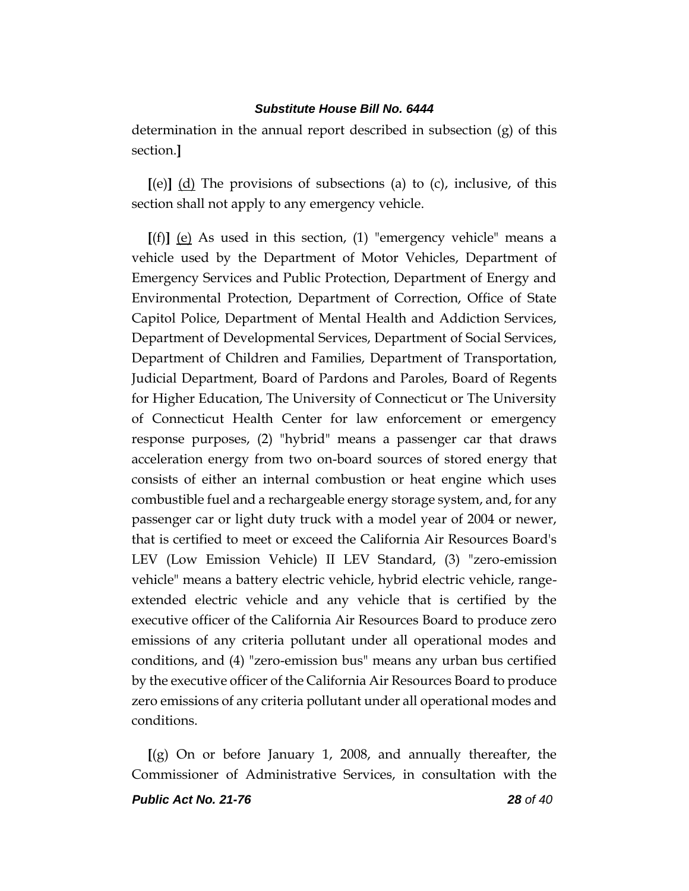determination in the annual report described in subsection (g) of this section.**]**

**[**(e)**]** (d) The provisions of subsections (a) to (c), inclusive, of this section shall not apply to any emergency vehicle.

**[**(f)**]** (e) As used in this section, (1) "emergency vehicle" means a vehicle used by the Department of Motor Vehicles, Department of Emergency Services and Public Protection, Department of Energy and Environmental Protection, Department of Correction, Office of State Capitol Police, Department of Mental Health and Addiction Services, Department of Developmental Services, Department of Social Services, Department of Children and Families, Department of Transportation, Judicial Department, Board of Pardons and Paroles, Board of Regents for Higher Education, The University of Connecticut or The University of Connecticut Health Center for law enforcement or emergency response purposes, (2) "hybrid" means a passenger car that draws acceleration energy from two on-board sources of stored energy that consists of either an internal combustion or heat engine which uses combustible fuel and a rechargeable energy storage system, and, for any passenger car or light duty truck with a model year of 2004 or newer, that is certified to meet or exceed the California Air Resources Board's LEV (Low Emission Vehicle) II LEV Standard, (3) "zero-emission vehicle" means a battery electric vehicle, hybrid electric vehicle, range-extended electric vehicle and any vehicle that is certified by the executive officer of the California Air Resources Board to produce zero emissions of any criteria pollutant under all operational modes and conditions, and (4) "zero-emission bus" means any urban bus certified by the executive officer of the California Air Resources Board to produce zero emissions of any criteria pollutant under all operational modes and conditions.

**[**(g) On or before January 1, 2008, and annually thereafter, the Commissioner of Administrative Services, in consultation with the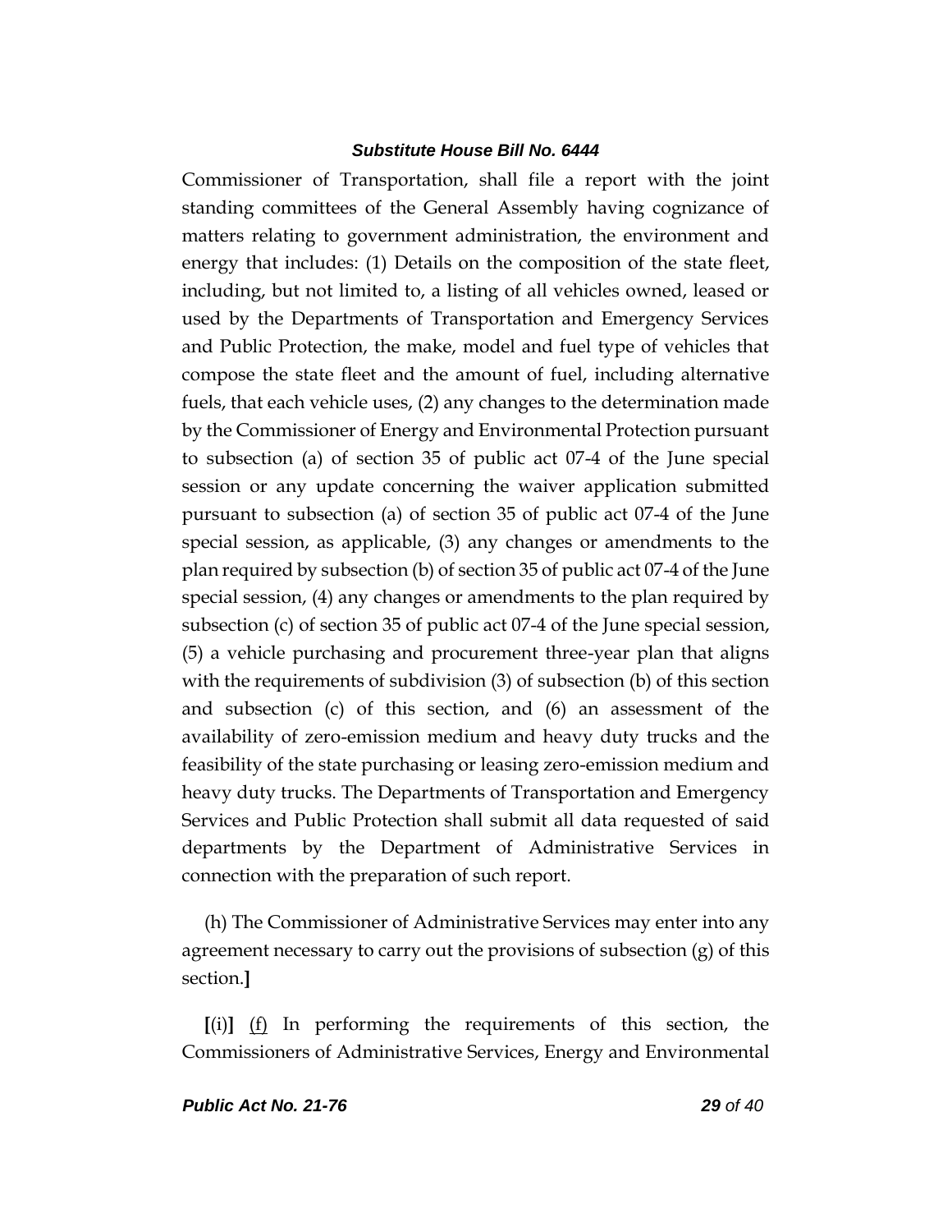Commissioner of Transportation, shall file a report with the joint standing committees of the General Assembly having cognizance of matters relating to government administration, the environment and energy that includes: (1) Details on the composition of the state fleet, including, but not limited to, a listing of all vehicles owned, leased or used by the Departments of Transportation and Emergency Services and Public Protection, the make, model and fuel type of vehicles that compose the state fleet and the amount of fuel, including alternative fuels, that each vehicle uses, (2) any changes to the determination made by the Commissioner of Energy and Environmental Protection pursuant to subsection (a) of section 35 of public act 07-4 of the June special session or any update concerning the waiver application submitted pursuant to subsection (a) of section 35 of public act 07-4 of the June special session, as applicable, (3) any changes or amendments to the plan required by subsection (b) of section 35 of public act 07-4 of the June special session, (4) any changes or amendments to the plan required by subsection (c) of section 35 of public act 07-4 of the June special session, (5) a vehicle purchasing and procurement three-year plan that aligns with the requirements of subdivision (3) of subsection (b) of this section and subsection (c) of this section, and (6) an assessment of the availability of zero-emission medium and heavy duty trucks and the feasibility of the state purchasing or leasing zero-emission medium and heavy duty trucks. The Departments of Transportation and Emergency Services and Public Protection shall submit all data requested of said departments by the Department of Administrative Services in connection with the preparation of such report.

(h) The Commissioner of Administrative Services may enter into any agreement necessary to carry out the provisions of subsection (g) of this section.**]**

**[**(i)**]** <u>(f)</u> In performing the requirements of this section, the Commissioners of Administrative Services, Energy and Environmental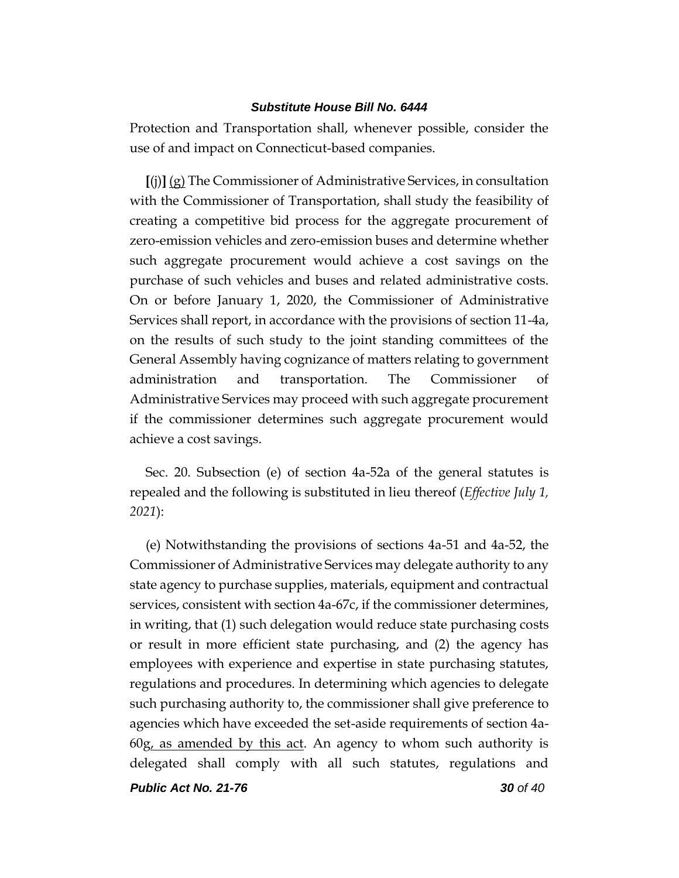Protection and Transportation shall, whenever possible, consider the use of and impact on Connecticut-based companies.

[(j)] <u>(g)</u> The Commissioner of Administrative Services, in consultation with the Commissioner of Transportation, shall study the feasibility of creating a competitive bid process for the aggregate procurement of zero-emission vehicles and zero-emission buses and determine whether such aggregate procurement would achieve a cost savings on the purchase of such vehicles and buses and related administrative costs. On or before January 1, 2020, the Commissioner of Administrative Services shall report, in accordance with the provisions of section 11-4a, on the results of such study to the joint standing committees of the General Assembly having cognizance of matters relating to government administration and transportation. The Commissioner of Administrative Services may proceed with such aggregate procurement if the commissioner determines such aggregate procurement would achieve a cost savings.

Sec. 20. Subsection (e) of section 4a-52a of the general statutes is repealed and the following is substituted in lieu thereof (*Effective July 1, 2021*):

(e) Notwithstanding the provisions of sections 4a-51 and 4a-52, the Commissioner of Administrative Services may delegate authority to any state agency to purchase supplies, materials, equipment and contractual services, consistent with section 4a-67c, if the commissioner determines, in writing, that (1) such delegation would reduce state purchasing costs or result in more efficient state purchasing, and (2) the agency has employees with experience and expertise in state purchasing statutes, regulations and procedures. In determining which agencies to delegate such purchasing authority to, the commissioner shall give preference to agencies which have exceeded the set-aside requirements of section 4a-60g<u>, as amended by this act</u>. An agency to whom such authority is delegated shall comply with all such statutes, regulations and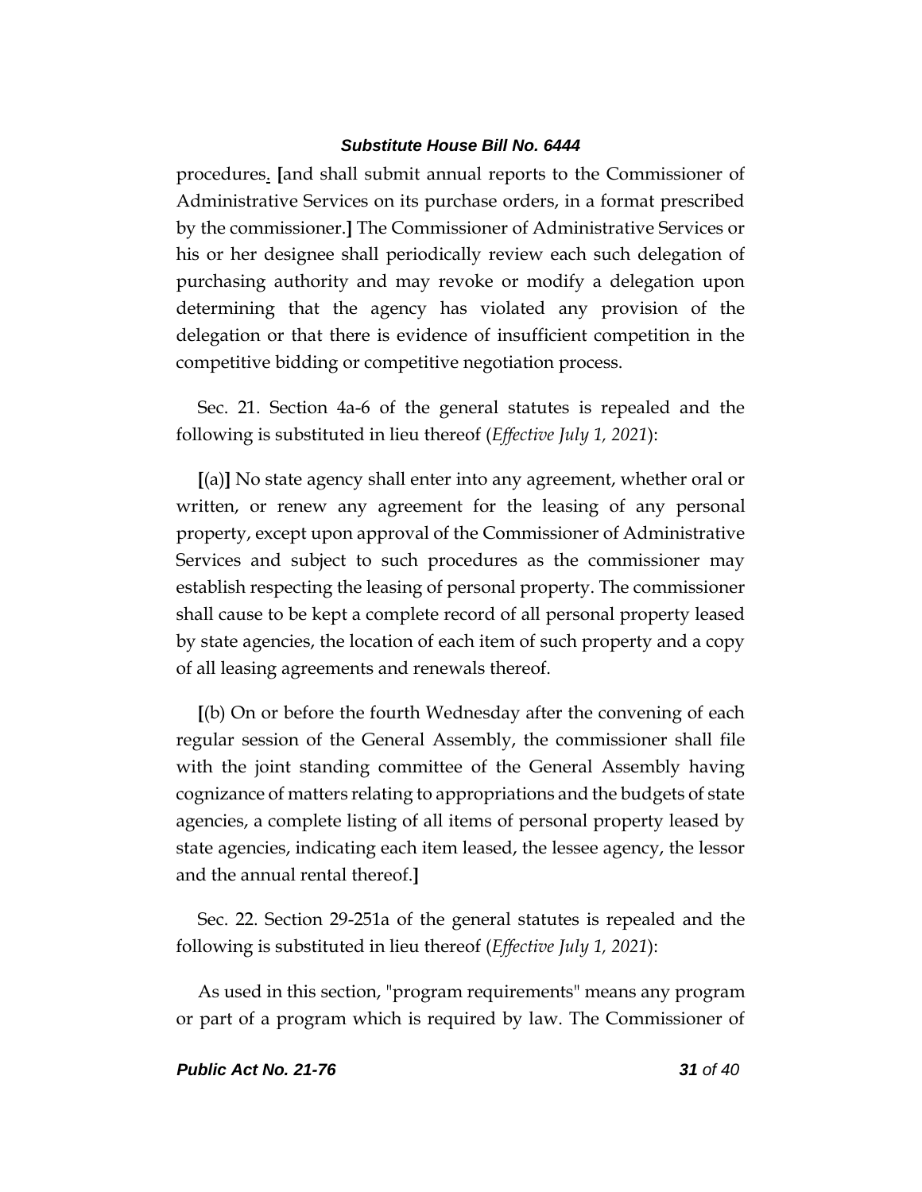procedures. [and shall submit annual reports to the Commissioner of Administrative Services on its purchase orders, in a format prescribed by the commissioner.] The Commissioner of Administrative Services or his or her designee shall periodically review each such delegation of purchasing authority and may revoke or modify a delegation upon determining that the agency has violated any provision of the delegation or that there is evidence of insufficient competition in the competitive bidding or competitive negotiation process.

Sec. 21. Section 4a-6 of the general statutes is repealed and the following is substituted in lieu thereof (*Effective July 1, 2021*):

**[**(a)**]** No state agency shall enter into any agreement, whether oral or written, or renew any agreement for the leasing of any personal property, except upon approval of the Commissioner of Administrative Services and subject to such procedures as the commissioner may establish respecting the leasing of personal property. The commissioner shall cause to be kept a complete record of all personal property leased by state agencies, the location of each item of such property and a copy of all leasing agreements and renewals thereof.

**[**(b) On or before the fourth Wednesday after the convening of each regular session of the General Assembly, the commissioner shall file with the joint standing committee of the General Assembly having cognizance of matters relating to appropriations and the budgets of state agencies, a complete listing of all items of personal property leased by state agencies, indicating each item leased, the lessee agency, the lessor and the annual rental thereof.**]**

Sec. 22. Section 29-251a of the general statutes is repealed and the following is substituted in lieu thereof (*Effective July 1, 2021*):

As used in this section, "program requirements" means any program or part of a program which is required by law. The Commissioner of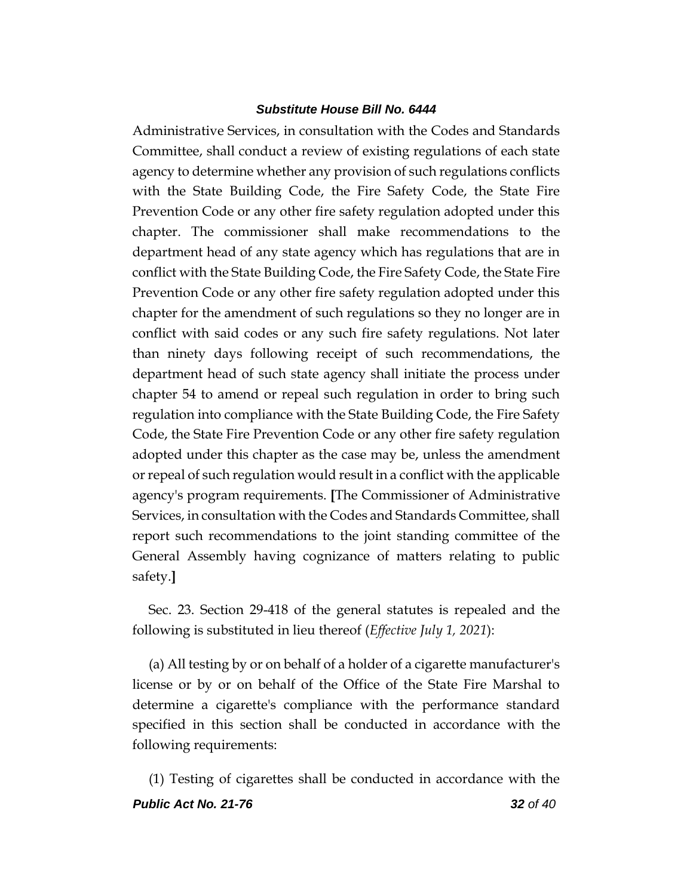Administrative Services, in consultation with the Codes and Standards Committee, shall conduct a review of existing regulations of each state agency to determine whether any provision of such regulations conflicts with the State Building Code, the Fire Safety Code, the State Fire Prevention Code or any other fire safety regulation adopted under this chapter. The commissioner shall make recommendations to the department head of any state agency which has regulations that are in conflict with the State Building Code, the Fire Safety Code, the State Fire Prevention Code or any other fire safety regulation adopted under this chapter for the amendment of such regulations so they no longer are in conflict with said codes or any such fire safety regulations. Not later than ninety days following receipt of such recommendations, the department head of such state agency shall initiate the process under chapter 54 to amend or repeal such regulation in order to bring such regulation into compliance with the State Building Code, the Fire Safety Code, the State Fire Prevention Code or any other fire safety regulation adopted under this chapter as the case may be, unless the amendment or repeal of such regulation would result in a conflict with the applicable agency's program requirements. **[**The Commissioner of Administrative Services, in consultation with the Codes and Standards Committee, shall report such recommendations to the joint standing committee of the General Assembly having cognizance of matters relating to public safety.**]**

Sec. 23. Section 29-418 of the general statutes is repealed and the following is substituted in lieu thereof (*Effective July 1, 2021*):

(a) All testing by or on behalf of a holder of a cigarette manufacturer's license or by or on behalf of the Office of the State Fire Marshal to determine a cigarette's compliance with the performance standard specified in this section shall be conducted in accordance with the following requirements:

(1) Testing of cigarettes shall be conducted in accordance with the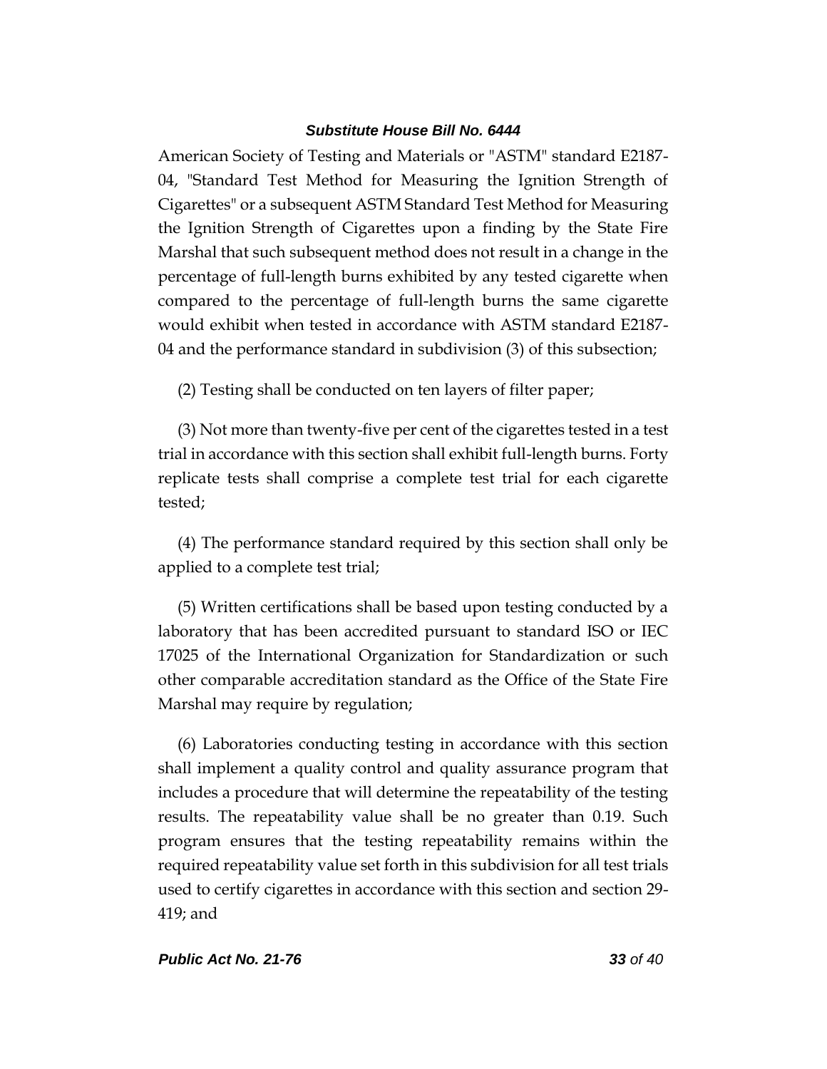American Society of Testing and Materials or "ASTM" standard E2187-04, "Standard Test Method for Measuring the Ignition Strength of Cigarettes" or a subsequent ASTM Standard Test Method for Measuring the Ignition Strength of Cigarettes upon a finding by the State Fire Marshal that such subsequent method does not result in a change in the percentage of full-length burns exhibited by any tested cigarette when compared to the percentage of full-length burns the same cigarette would exhibit when tested in accordance with ASTM standard E2187-04 and the performance standard in subdivision (3) of this subsection;

(2) Testing shall be conducted on ten layers of filter paper;

(3) Not more than twenty-five per cent of the cigarettes tested in a test trial in accordance with this section shall exhibit full-length burns. Forty replicate tests shall comprise a complete test trial for each cigarette tested;

(4) The performance standard required by this section shall only be applied to a complete test trial;

(5) Written certifications shall be based upon testing conducted by a laboratory that has been accredited pursuant to standard ISO or IEC 17025 of the International Organization for Standardization or such other comparable accreditation standard as the Office of the State Fire Marshal may require by regulation;

(6) Laboratories conducting testing in accordance with this section shall implement a quality control and quality assurance program that includes a procedure that will determine the repeatability of the testing results. The repeatability value shall be no greater than 0.19. Such program ensures that the testing repeatability remains within the required repeatability value set forth in this subdivision for all test trials used to certify cigarettes in accordance with this section and section 29-419; and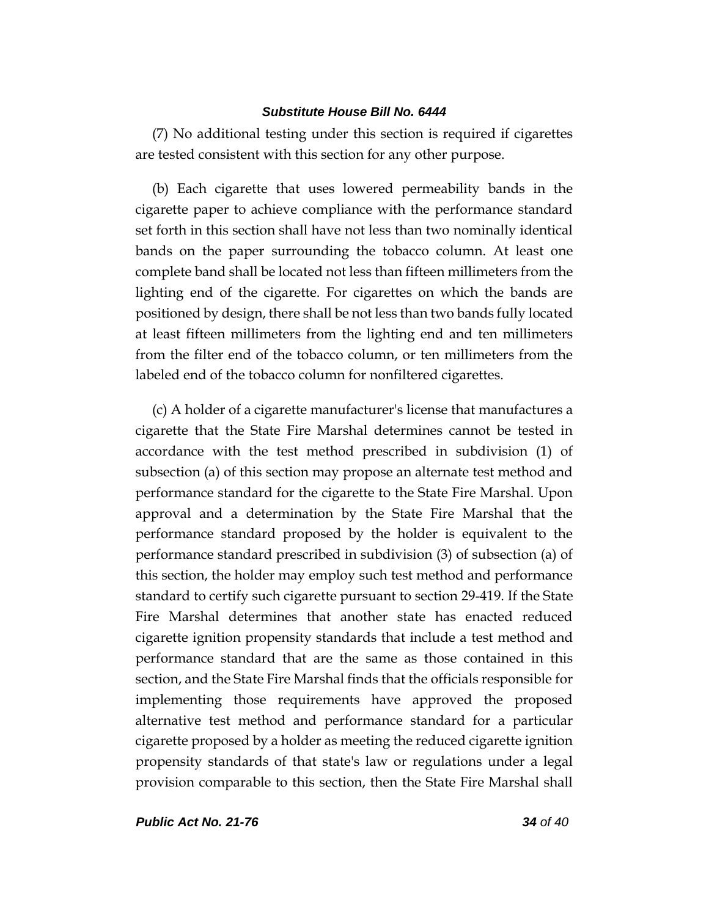(7) No additional testing under this section is required if cigarettes are tested consistent with this section for any other purpose.

(b) Each cigarette that uses lowered permeability bands in the cigarette paper to achieve compliance with the performance standard set forth in this section shall have not less than two nominally identical bands on the paper surrounding the tobacco column. At least one complete band shall be located not less than fifteen millimeters from the lighting end of the cigarette. For cigarettes on which the bands are positioned by design, there shall be not less than two bands fully located at least fifteen millimeters from the lighting end and ten millimeters from the filter end of the tobacco column, or ten millimeters from the labeled end of the tobacco column for nonfiltered cigarettes.

(c) A holder of a cigarette manufacturer's license that manufactures a cigarette that the State Fire Marshal determines cannot be tested in accordance with the test method prescribed in subdivision (1) of subsection (a) of this section may propose an alternate test method and performance standard for the cigarette to the State Fire Marshal. Upon approval and a determination by the State Fire Marshal that the performance standard proposed by the holder is equivalent to the performance standard prescribed in subdivision (3) of subsection (a) of this section, the holder may employ such test method and performance standard to certify such cigarette pursuant to section 29-419. If the State Fire Marshal determines that another state has enacted reduced cigarette ignition propensity standards that include a test method and performance standard that are the same as those contained in this section, and the State Fire Marshal finds that the officials responsible for implementing those requirements have approved the proposed alternative test method and performance standard for a particular cigarette proposed by a holder as meeting the reduced cigarette ignition propensity standards of that state's law or regulations under a legal provision comparable to this section, then the State Fire Marshal shall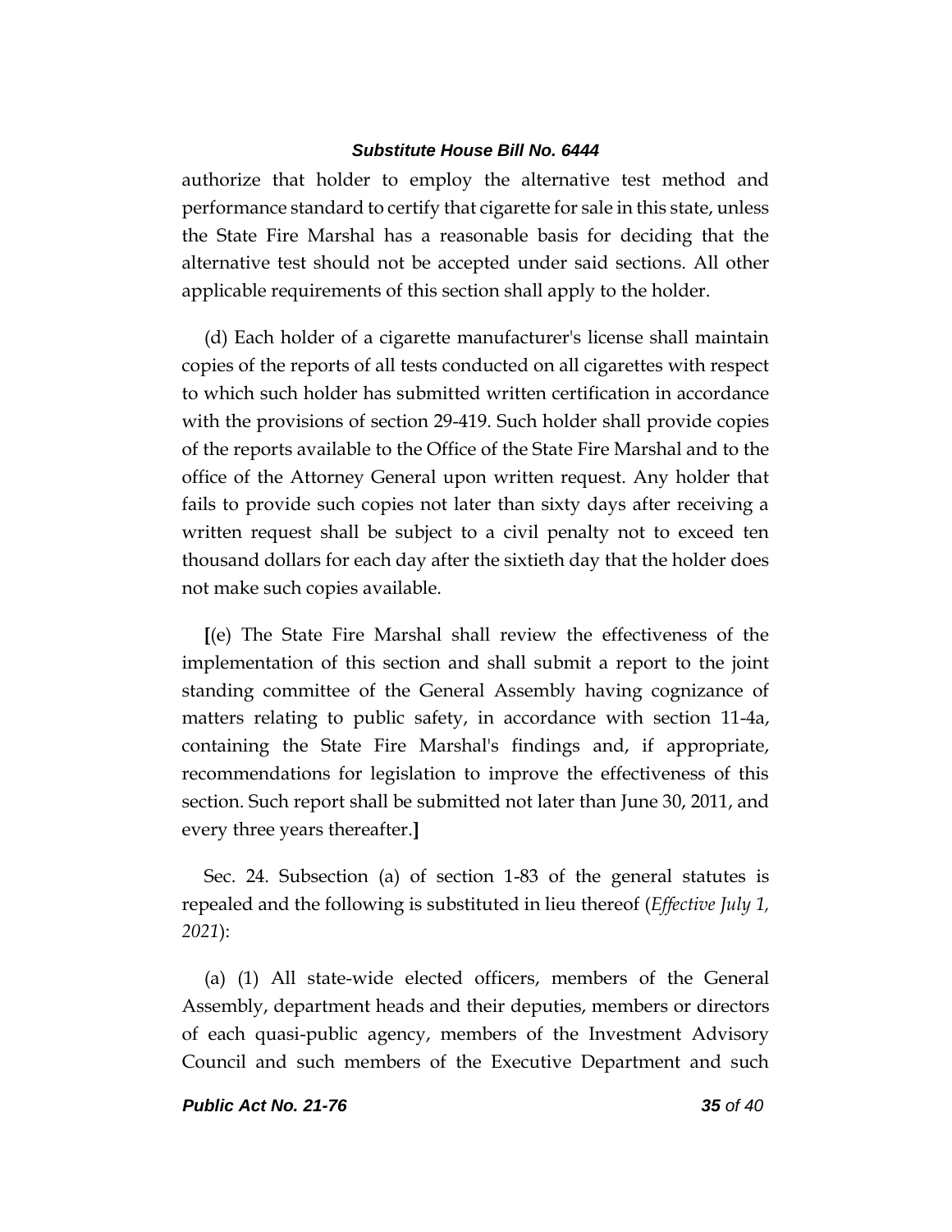authorize that holder to employ the alternative test method and performance standard to certify that cigarette for sale in this state, unless the State Fire Marshal has a reasonable basis for deciding that the alternative test should not be accepted under said sections. All other applicable requirements of this section shall apply to the holder.

(d) Each holder of a cigarette manufacturer's license shall maintain copies of the reports of all tests conducted on all cigarettes with respect to which such holder has submitted written certification in accordance with the provisions of section 29-419. Such holder shall provide copies of the reports available to the Office of the State Fire Marshal and to the office of the Attorney General upon written request. Any holder that fails to provide such copies not later than sixty days after receiving a written request shall be subject to a civil penalty not to exceed ten thousand dollars for each day after the sixtieth day that the holder does not make such copies available.

**[**(e) The State Fire Marshal shall review the effectiveness of the implementation of this section and shall submit a report to the joint standing committee of the General Assembly having cognizance of matters relating to public safety, in accordance with section 11-4a, containing the State Fire Marshal's findings and, if appropriate, recommendations for legislation to improve the effectiveness of this section. Such report shall be submitted not later than June 30, 2011, and every three years thereafter.**]**

Sec. 24. Subsection (a) of section 1-83 of the general statutes is repealed and the following is substituted in lieu thereof (*Effective July 1, 2021*):

(a) (1) All state-wide elected officers, members of the General Assembly, department heads and their deputies, members or directors of each quasi-public agency, members of the Investment Advisory Council and such members of the Executive Department and such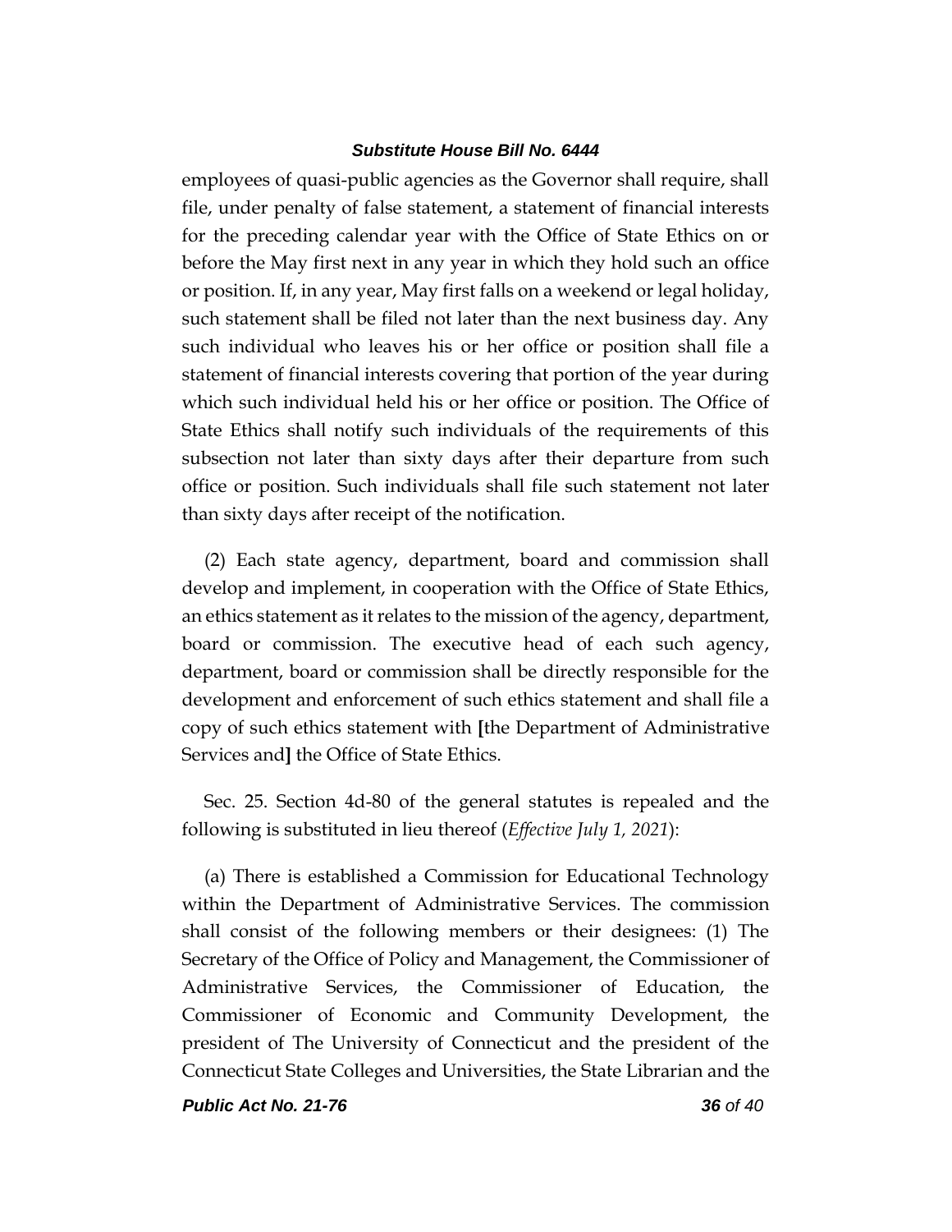employees of quasi-public agencies as the Governor shall require, shall file, under penalty of false statement, a statement of financial interests for the preceding calendar year with the Office of State Ethics on or before the May first next in any year in which they hold such an office or position. If, in any year, May first falls on a weekend or legal holiday, such statement shall be filed not later than the next business day. Any such individual who leaves his or her office or position shall file a statement of financial interests covering that portion of the year during which such individual held his or her office or position. The Office of State Ethics shall notify such individuals of the requirements of this subsection not later than sixty days after their departure from such office or position. Such individuals shall file such statement not later than sixty days after receipt of the notification.

(2) Each state agency, department, board and commission shall develop and implement, in cooperation with the Office of State Ethics, an ethics statement as it relates to the mission of the agency, department, board or commission. The executive head of each such agency, department, board or commission shall be directly responsible for the development and enforcement of such ethics statement and shall file a copy of such ethics statement with **[**the Department of Administrative Services and**]** the Office of State Ethics.

Sec. 25. Section 4d-80 of the general statutes is repealed and the following is substituted in lieu thereof (*Effective July 1, 2021*):

(a) There is established a Commission for Educational Technology within the Department of Administrative Services. The commission shall consist of the following members or their designees: (1) The Secretary of the Office of Policy and Management, the Commissioner of Administrative Services, the Commissioner of Education, the Commissioner of Economic and Community Development, the president of The University of Connecticut and the president of the Connecticut State Colleges and Universities, the State Librarian and the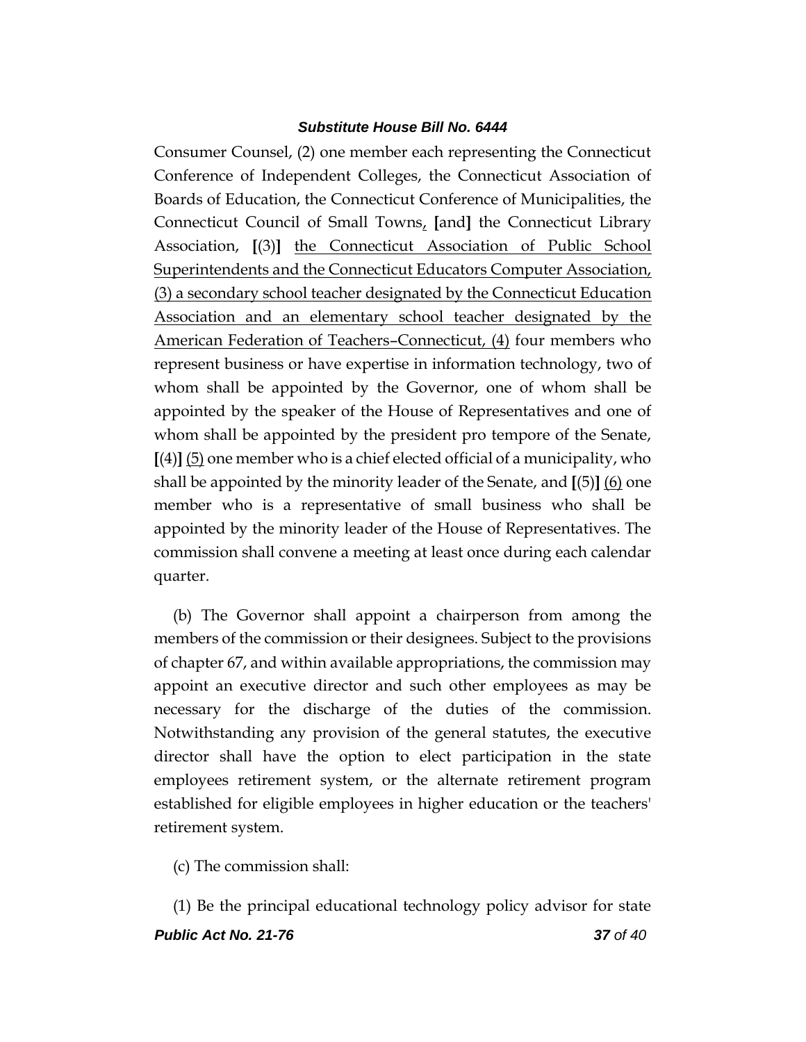Consumer Counsel, (2) one member each representing the Connecticut Conference of Independent Colleges, the Connecticut Association of Boards of Education, the Connecticut Conference of Municipalities, the Connecticut Council of Small Towns, [and] the Connecticut Library Association, [(3)] the Connecticut Association of Public School Superintendents and the Connecticut Educators Computer Association, (3) a secondary school teacher designated by the Connecticut Education Association and an elementary school teacher designated by the American Federation of Teachers–Connecticut, (4) four members who represent business or have expertise in information technology, two of whom shall be appointed by the Governor, one of whom shall be appointed by the speaker of the House of Representatives and one of whom shall be appointed by the president pro tempore of the Senate, [(4)] (5) one member who is a chief elected official of a municipality, who shall be appointed by the minority leader of the Senate, and [(5)] (6) one member who is a representative of small business who shall be appointed by the minority leader of the House of Representatives. The commission shall convene a meeting at least once during each calendar quarter.

(b) The Governor shall appoint a chairperson from among the members of the commission or their designees. Subject to the provisions of chapter 67, and within available appropriations, the commission may appoint an executive director and such other employees as may be necessary for the discharge of the duties of the commission. Notwithstanding any provision of the general statutes, the executive director shall have the option to elect participation in the state employees retirement system, or the alternate retirement program established for eligible employees in higher education or the teachers' retirement system.

(c) The commission shall:

(1) Be the principal educational technology policy advisor for state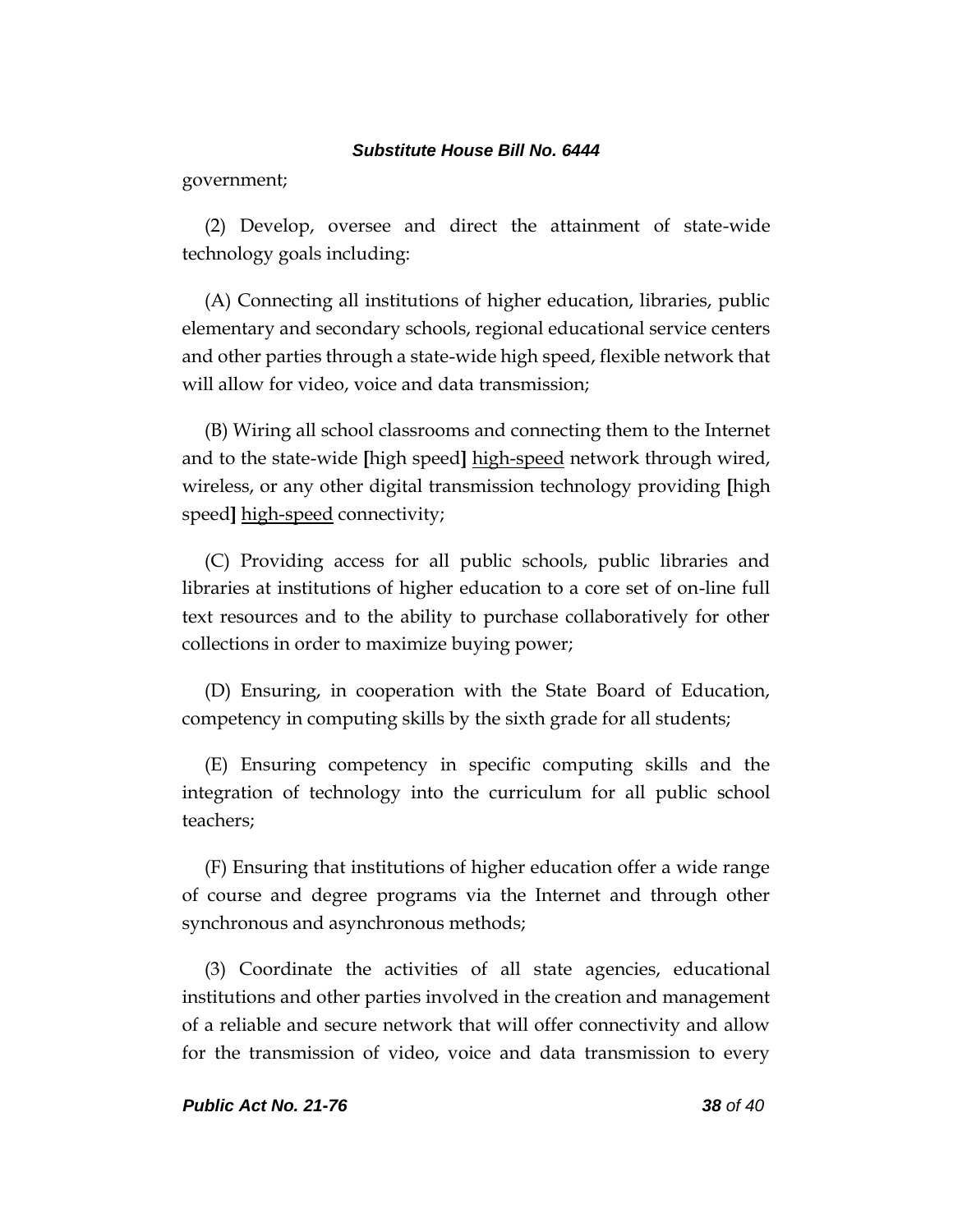government;

(2) Develop, oversee and direct the attainment of state-wide technology goals including:

(A) Connecting all institutions of higher education, libraries, public elementary and secondary schools, regional educational service centers and other parties through a state-wide high speed, flexible network that will allow for video, voice and data transmission;

(B) Wiring all school classrooms and connecting them to the Internet and to the state-wide [high speed] high-speed network through wired, wireless, or any other digital transmission technology providing [high speed] high-speed connectivity;

(C) Providing access for all public schools, public libraries and libraries at institutions of higher education to a core set of on-line full text resources and to the ability to purchase collaboratively for other collections in order to maximize buying power;

(D) Ensuring, in cooperation with the State Board of Education, competency in computing skills by the sixth grade for all students;

(E) Ensuring competency in specific computing skills and the integration of technology into the curriculum for all public school teachers;

(F) Ensuring that institutions of higher education offer a wide range of course and degree programs via the Internet and through other synchronous and asynchronous methods;

(3) Coordinate the activities of all state agencies, educational institutions and other parties involved in the creation and management of a reliable and secure network that will offer connectivity and allow for the transmission of video, voice and data transmission to every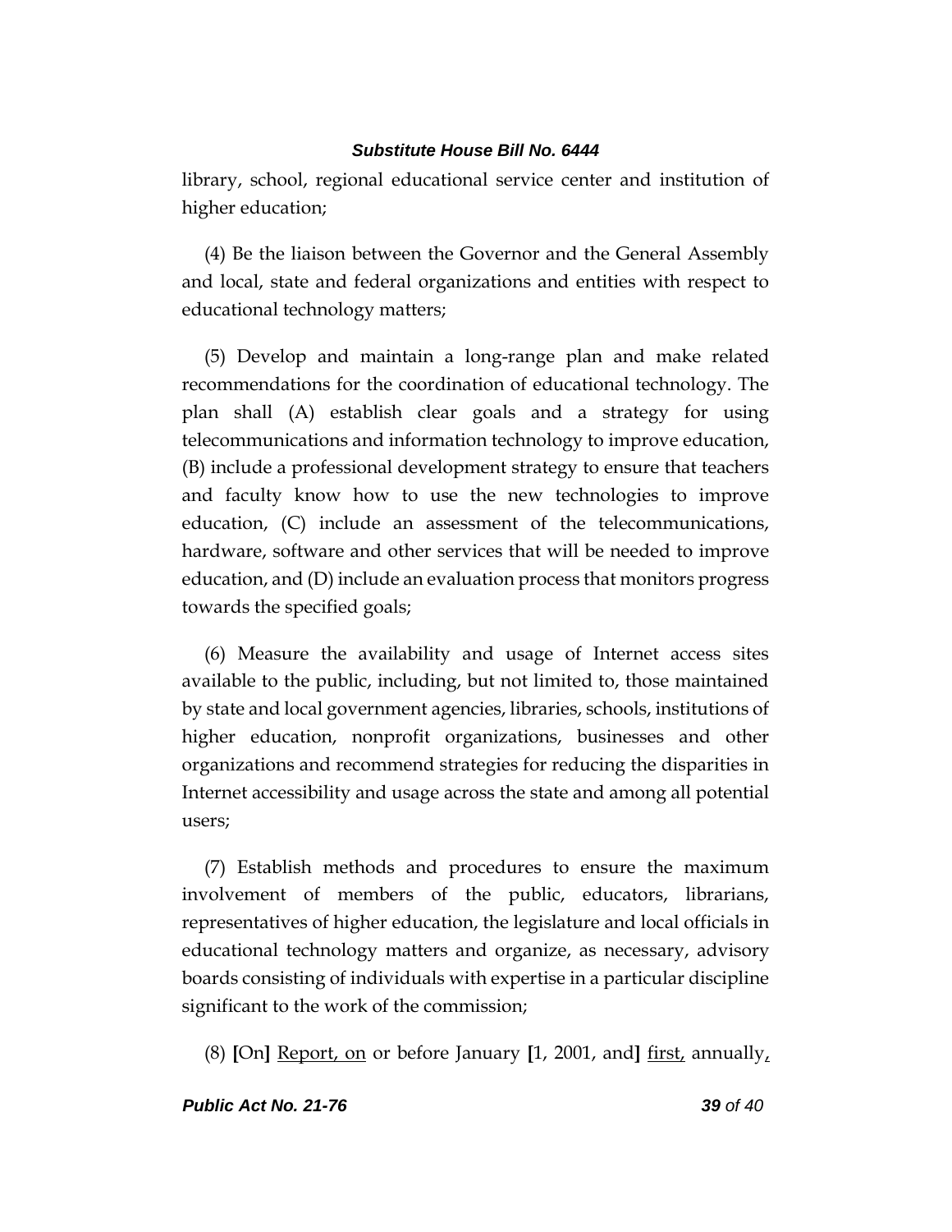library, school, regional educational service center and institution of higher education;

(4) Be the liaison between the Governor and the General Assembly and local, state and federal organizations and entities with respect to educational technology matters;

(5) Develop and maintain a long-range plan and make related recommendations for the coordination of educational technology. The plan shall (A) establish clear goals and a strategy for using telecommunications and information technology to improve education, (B) include a professional development strategy to ensure that teachers and faculty know how to use the new technologies to improve education, (C) include an assessment of the telecommunications, hardware, software and other services that will be needed to improve education, and (D) include an evaluation process that monitors progress towards the specified goals;

(6) Measure the availability and usage of Internet access sites available to the public, including, but not limited to, those maintained by state and local government agencies, libraries, schools, institutions of higher education, nonprofit organizations, businesses and other organizations and recommend strategies for reducing the disparities in Internet accessibility and usage across the state and among all potential users;

(7) Establish methods and procedures to ensure the maximum involvement of members of the public, educators, librarians, representatives of higher education, the legislature and local officials in educational technology matters and organize, as necessary, advisory boards consisting of individuals with expertise in a particular discipline significant to the work of the commission;

(8) **[**On**]** <u>Report, on</u> or before January **[**1, 2001, and**]** <u>first,</u> annually<u>,</u>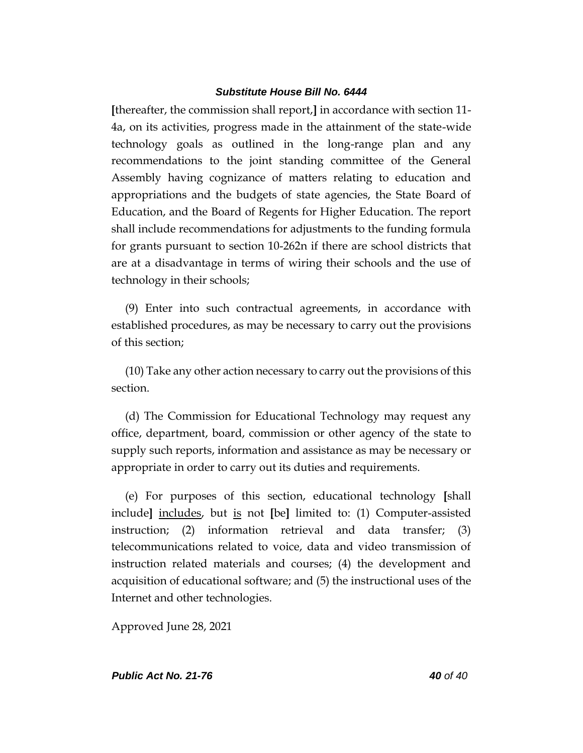[thereafter, the commission shall report,] in accordance with section 11-4a, on its activities, progress made in the attainment of the state-wide technology goals as outlined in the long-range plan and any recommendations to the joint standing committee of the General Assembly having cognizance of matters relating to education and appropriations and the budgets of state agencies, the State Board of Education, and the Board of Regents for Higher Education. The report shall include recommendations for adjustments to the funding formula for grants pursuant to section 10-262n if there are school districts that are at a disadvantage in terms of wiring their schools and the use of technology in their schools;

(9) Enter into such contractual agreements, in accordance with established procedures, as may be necessary to carry out the provisions of this section;

(10) Take any other action necessary to carry out the provisions of this section.

(d) The Commission for Educational Technology may request any office, department, board, commission or other agency of the state to supply such reports, information and assistance as may be necessary or appropriate in order to carry out its duties and requirements.

(e) For purposes of this section, educational technology [shall include] <u>includes</u>, but <u>is</u> not [be] limited to: (1) Computer-assisted instruction; (2) information retrieval and data transfer; (3) telecommunications related to voice, data and video transmission of instruction related materials and courses; (4) the development and acquisition of educational software; and (5) the instructional uses of the Internet and other technologies.

Approved June 28, 2021